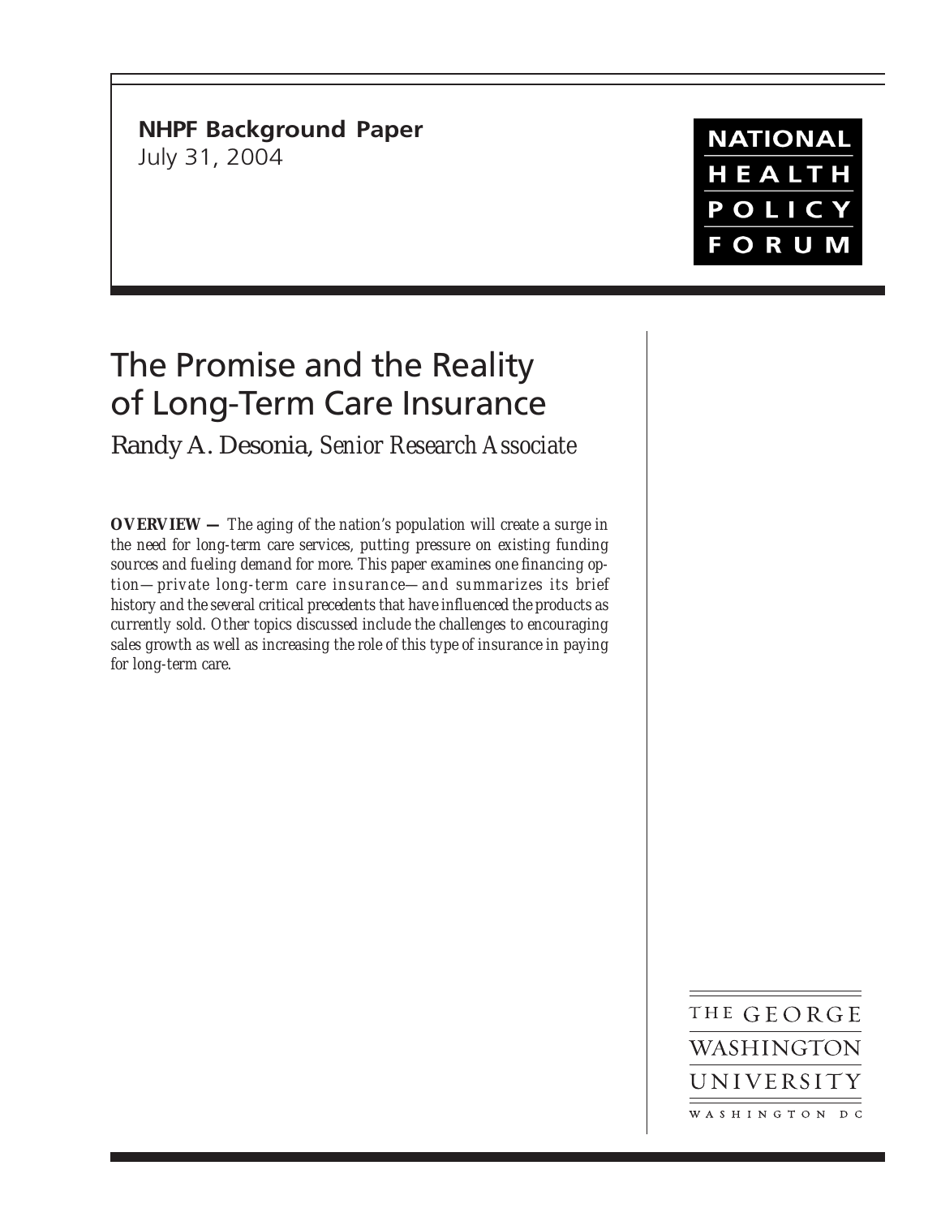**NHPF Background Paper**
July 31, 2004

NATIONAL HEALTH POLICY FORUM

# The Promise and the Reality of Long-Term Care Insurance

Randy A. Desonia, *Senior Research Associate*

**OVERVIEW —** *The aging of the nation's population will create a surge in the need for long-term care services, putting pressure on existing funding sources and fueling demand for more. This paper examines one financing option—private long-term care insurance—and summarizes its brief history and the several critical precedents that have influenced the products as currently sold. Other topics discussed include the challenges to encouraging sales growth as well as increasing the role of this type of insurance in paying for long-term care.*

THE GEORGE WASHINGTON UNIVERSITY
WASHINGTON DC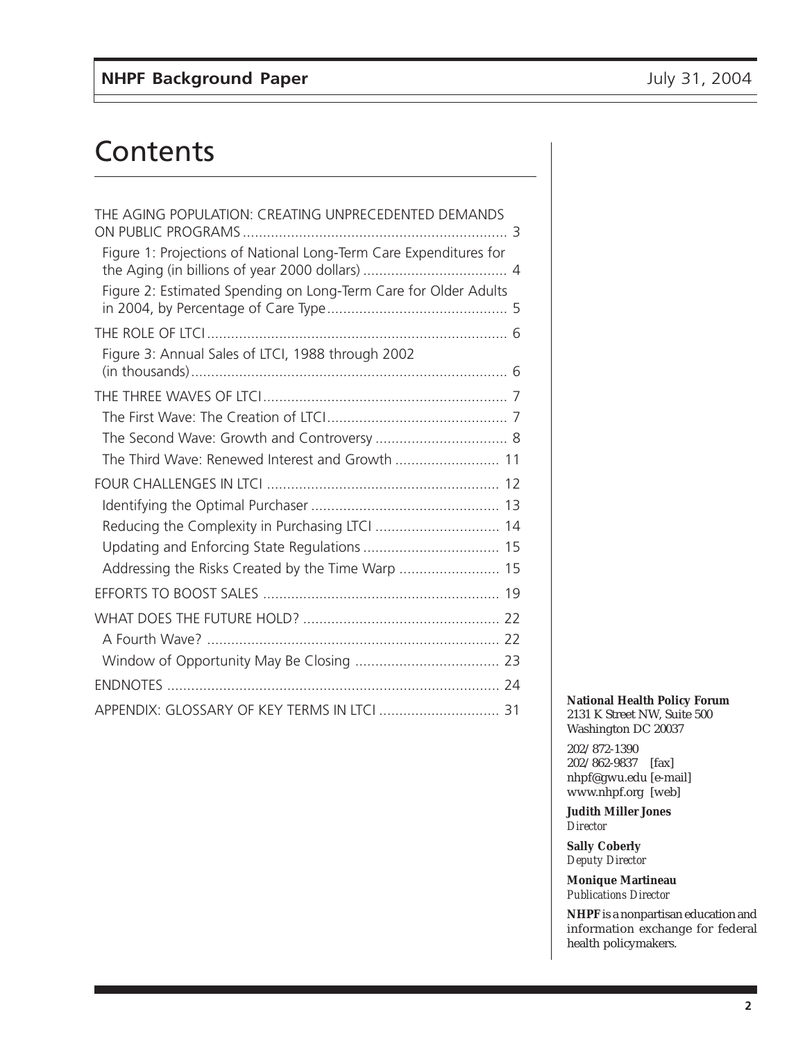# Contents

THE AGING POPULATION: CREATING UNPRECEDENTED DEMANDS ON PUBLIC PROGRAMS .................... 3

- Figure 1: Projections of National Long-Term Care Expenditures for the Aging (in billions of year 2000 dollars) .................... 4
- Figure 2: Estimated Spending on Long-Term Care for Older Adults in 2004, by Percentage of Care Type .................... 5

THE ROLE OF LTCI .................... 6

- Figure 3: Annual Sales of LTCI, 1988 through 2002 (in thousands) .................... 6

THE THREE WAVES OF LTCI .................... 7

- The First Wave: The Creation of LTCI .................... 7
- The Second Wave: Growth and Controversy .................... 8
- The Third Wave: Renewed Interest and Growth .................... 11

FOUR CHALLENGES IN LTCI .................... 12

- Identifying the Optimal Purchaser .................... 13
- Reducing the Complexity in Purchasing LTCI .................... 14
- Updating and Enforcing State Regulations .................... 15
- Addressing the Risks Created by the Time Warp .................... 15

EFFORTS TO BOOST SALES .................... 19

WHAT DOES THE FUTURE HOLD? .................... 22

- A Fourth Wave? .................... 22
- Window of Opportunity May Be Closing .................... 23

ENDNOTES .................... 24

APPENDIX: GLOSSARY OF KEY TERMS IN LTCI .................... 31

**National Health Policy Forum**
2131 K Street NW, Suite 500
Washington DC 20037

202/872-1390
202/862-9837 [fax]
nhpf@gwu.edu [e-mail]
www.nhpf.org [web]

**Judith Miller Jones**
*Director*

**Sally Coberly**
*Deputy Director*

**Monique Martineau**
*Publications Director*

**NHPF** is a nonpartisan education and information exchange for federal health policymakers.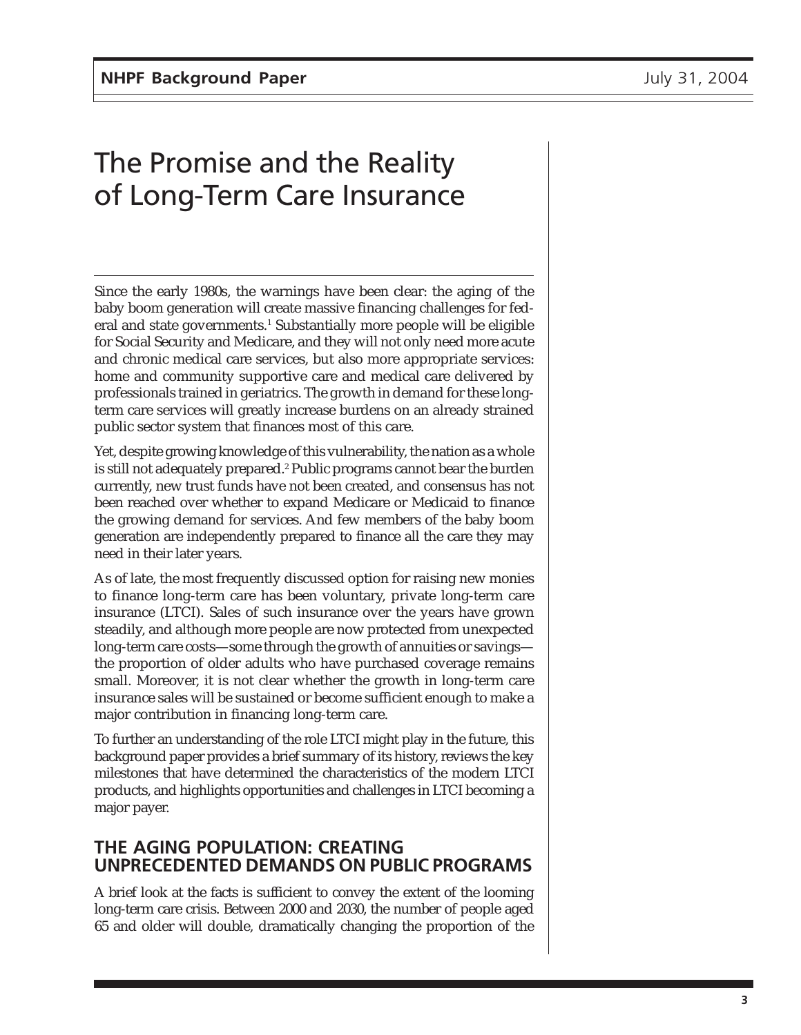# The Promise and the Reality of Long-Term Care Insurance

Since the early 1980s, the warnings have been clear: the aging of the baby boom generation will create massive financing challenges for federal and state governments.[1] Substantially more people will be eligible for Social Security and Medicare, and they will not only need more acute and chronic medical care services, but also more appropriate services: home and community supportive care and medical care delivered by professionals trained in geriatrics. The growth in demand for these long-term care services will greatly increase burdens on an already strained public sector system that finances most of this care.

Yet, despite growing knowledge of this vulnerability, the nation as a whole is still not adequately prepared.[2] Public programs cannot bear the burden currently, new trust funds have not been created, and consensus has not been reached over whether to expand Medicare or Medicaid to finance the growing demand for services. And few members of the baby boom generation are independently prepared to finance all the care they may need in their later years.

As of late, the most frequently discussed option for raising new monies to finance long-term care has been voluntary, private long-term care insurance (LTCI). Sales of such insurance over the years have grown steadily, and although more people are now protected from unexpected long-term care costs—some through the growth of annuities or savings—the proportion of older adults who have purchased coverage remains small. Moreover, it is not clear whether the growth in long-term care insurance sales will be sustained or become sufficient enough to make a major contribution in financing long-term care.

To further an understanding of the role LTCI might play in the future, this background paper provides a brief summary of its history, reviews the key milestones that have determined the characteristics of the modern LTCI products, and highlights opportunities and challenges in LTCI becoming a major payer.

## THE AGING POPULATION: CREATING UNPRECEDENTED DEMANDS ON PUBLIC PROGRAMS

A brief look at the facts is sufficient to convey the extent of the looming long-term care crisis. Between 2000 and 2030, the number of people aged 65 and older will double, dramatically changing the proportion of the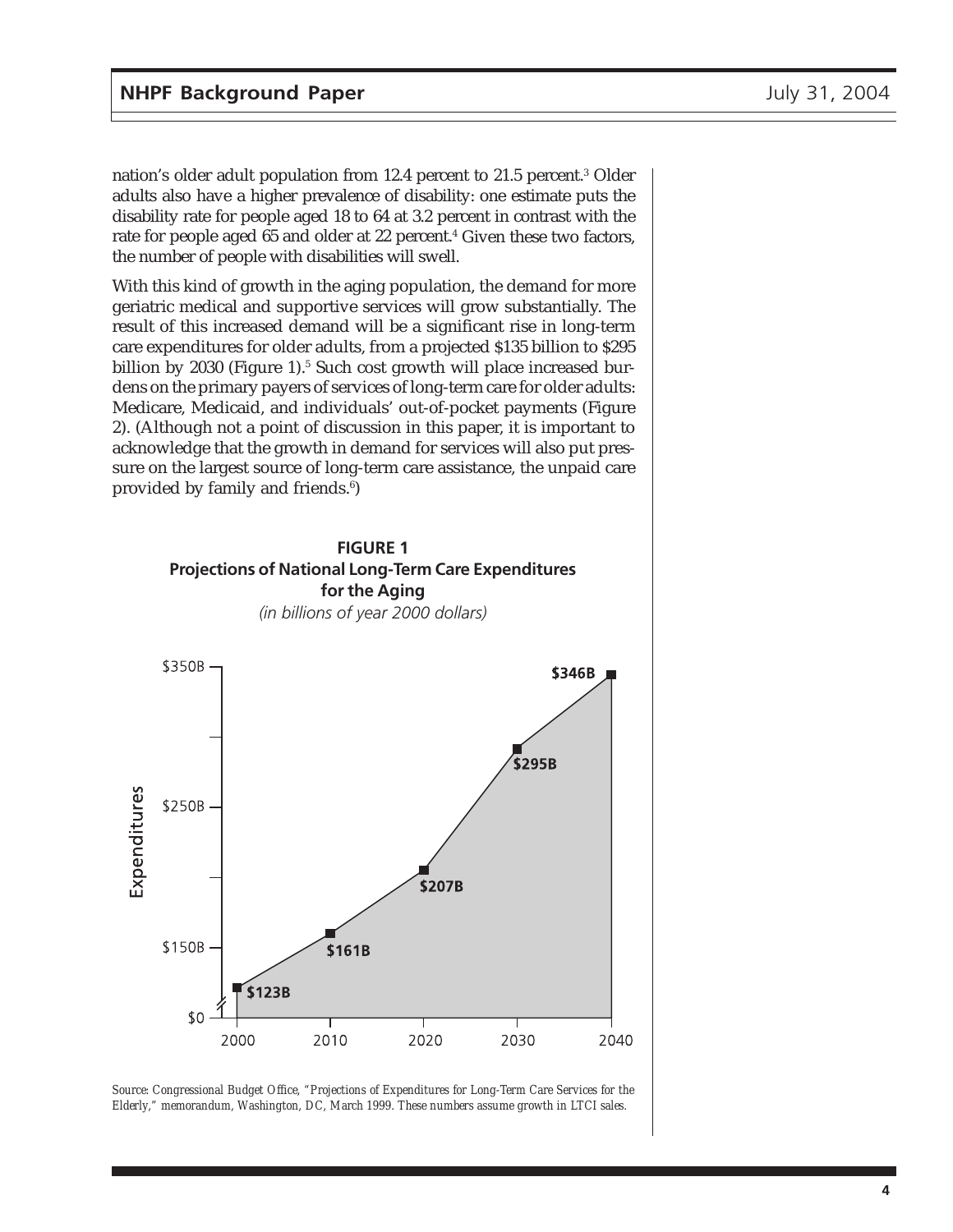nation's older adult population from 12.4 percent to 21.5 percent.[3] Older adults also have a higher prevalence of disability: one estimate puts the disability rate for people aged 18 to 64 at 3.2 percent in contrast with the rate for people aged 65 and older at 22 percent.[4] Given these two factors, the number of people with disabilities will swell.

With this kind of growth in the aging population, the demand for more geriatric medical and supportive services will grow substantially. The result of this increased demand will be a significant rise in long-term care expenditures for older adults, from a projected $135 billion to $295 billion by 2030 (Figure 1).[5] Such cost growth will place increased burdens on the primary payers of services of long-term care for older adults: Medicare, Medicaid, and individuals' out-of-pocket payments (Figure 2). (Although not a point of discussion in this paper, it is important to acknowledge that the growth in demand for services will also put pressure on the largest source of long-term care assistance, the unpaid care provided by family and friends.[6])

**FIGURE 1**
**Projections of National Long-Term Care Expenditures for the Aging**
*(in billions of year 2000 dollars)*

| Year | Expenditures |
|---|---|
| 2000 | $123B |
| 2010 | $161B |
| 2020 | $207B |
| 2030 | $295B |
| 2040 | $346B |

*Source: Congressional Budget Office, "Projections of Expenditures for Long-Term Care Services for the Elderly," memorandum, Washington, DC, March 1999. These numbers assume growth in LTCI sales.*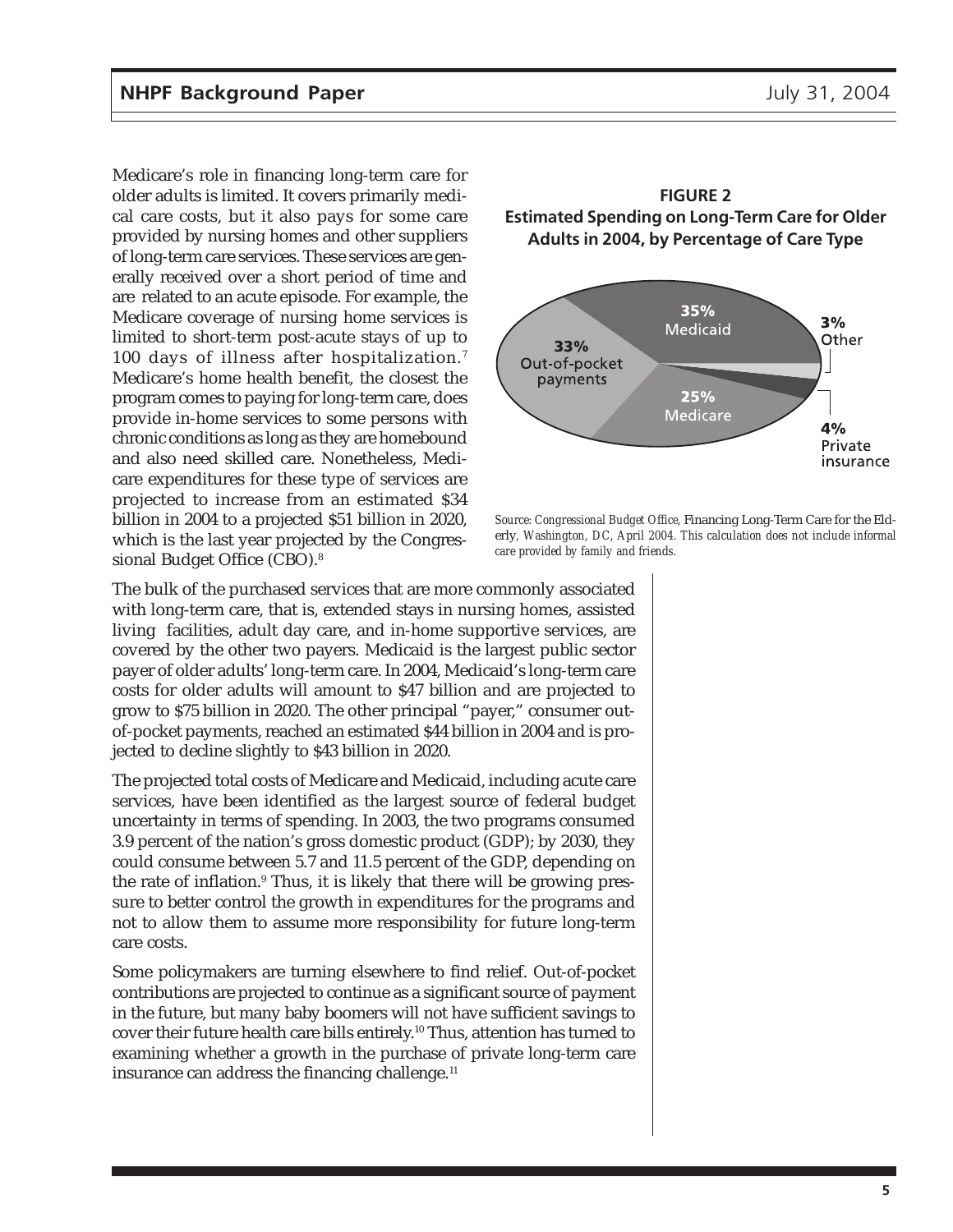Medicare's role in financing long-term care for older adults is limited. It covers primarily medical care costs, but it also pays for some care provided by nursing homes and other suppliers of long-term care services. These services are generally received over a short period of time and are related to an acute episode. For example, the Medicare coverage of nursing home services is limited to short-term post-acute stays of up to 100 days of illness after hospitalization.[7] Medicare's home health benefit, the closest the program comes to paying for long-term care, does provide in-home services to some persons with chronic conditions as long as they are homebound and also need skilled care. Nonetheless, Medicare expenditures for these type of services are projected to increase from an estimated $34 billion in 2004 to a projected $51 billion in 2020, which is the last year projected by the Congressional Budget Office (CBO).[8]

**FIGURE 2**
**Estimated Spending on Long-Term Care for Older Adults in 2004, by Percentage of Care Type**

| Payer | Percentage |
| --- | --- |
| Medicaid | 35% |
| Out-of-pocket payments | 33% |
| Medicare | 25% |
| Private insurance | 4% |
| Other | 3% |

*Source: Congressional Budget Office,* Financing Long-Term Care for the Elderly*, Washington, DC, April 2004. This calculation does not include informal care provided by family and friends.*

The bulk of the purchased services that are more commonly associated with long-term care, that is, extended stays in nursing homes, assisted living facilities, adult day care, and in-home supportive services, are covered by the other two payers. Medicaid is the largest public sector payer of older adults' long-term care. In 2004, Medicaid's long-term care costs for older adults will amount to $47 billion and are projected to grow to $75 billion in 2020. The other principal "payer," consumer out-of-pocket payments, reached an estimated $44 billion in 2004 and is projected to decline slightly to $43 billion in 2020.

The projected total costs of Medicare and Medicaid, including acute care services, have been identified as the largest source of federal budget uncertainty in terms of spending. In 2003, the two programs consumed 3.9 percent of the nation's gross domestic product (GDP); by 2030, they could consume between 5.7 and 11.5 percent of the GDP, depending on the rate of inflation.[9] Thus, it is likely that there will be growing pressure to better control the growth in expenditures for the programs and not to allow them to assume more responsibility for future long-term care costs.

Some policymakers are turning elsewhere to find relief. Out-of-pocket contributions are projected to continue as a significant source of payment in the future, but many baby boomers will not have sufficient savings to cover their future health care bills entirely.[10] Thus, attention has turned to examining whether a growth in the purchase of private long-term care insurance can address the financing challenge.[11]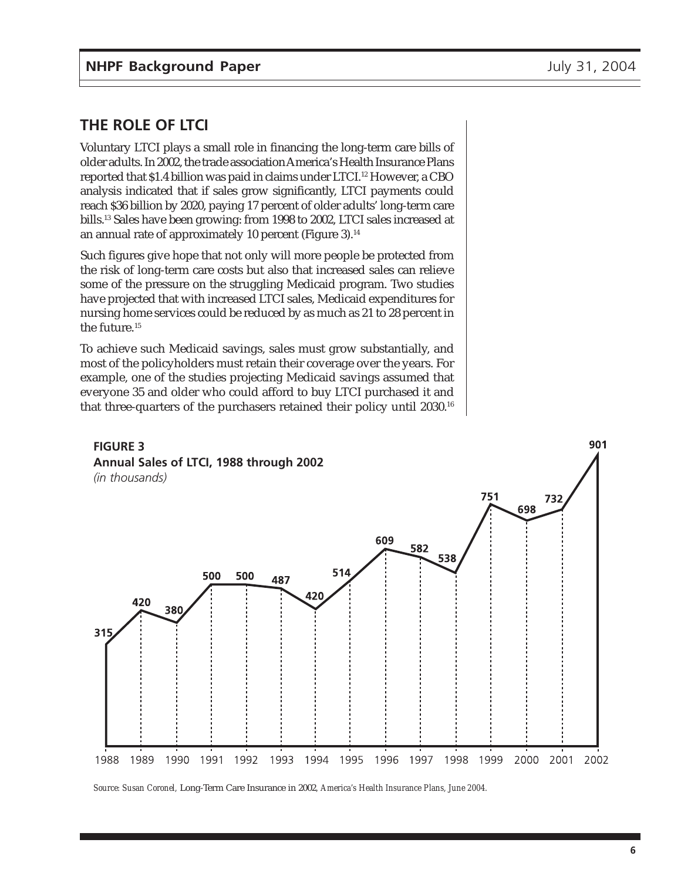## THE ROLE OF LTCI

Voluntary LTCI plays a small role in financing the long-term care bills of older adults. In 2002, the trade association America's Health Insurance Plans reported that $1.4 billion was paid in claims under LTCI.[12] However, a CBO analysis indicated that if sales grow significantly, LTCI payments could reach $36 billion by 2020, paying 17 percent of older adults' long-term care bills.[13] Sales have been growing: from 1998 to 2002, LTCI sales increased at an annual rate of approximately 10 percent (Figure 3).[14]

Such figures give hope that not only will more people be protected from the risk of long-term care costs but also that increased sales can relieve some of the pressure on the struggling Medicaid program. Two studies have projected that with increased LTCI sales, Medicaid expenditures for nursing home services could be reduced by as much as 21 to 28 percent in the future.[15]

To achieve such Medicaid savings, sales must grow substantially, and most of the policyholders must retain their coverage over the years. For example, one of the studies projecting Medicaid savings assumed that everyone 35 and older who could afford to buy LTCI purchased it and that three-quarters of the purchasers retained their policy until 2030.[16]

**FIGURE 3**
**Annual Sales of LTCI, 1988 through 2002**
*(in thousands)*

| Year | Sales |
|---|---|
| 1988 | 315 |
| 1989 | 420 |
| 1990 | 380 |
| 1991 | 500 |
| 1992 | 500 |
| 1993 | 487 |
| 1994 | 420 |
| 1995 | 514 |
| 1996 | 609 |
| 1997 | 582 |
| 1998 | 538 |
| 1999 | 751 |
| 2000 | 698 |
| 2001 | 732 |
| 2002 | 901 |

*Source: Susan Coronel,* Long-Term Care Insurance in 2002, *America's Health Insurance Plans, June 2004.*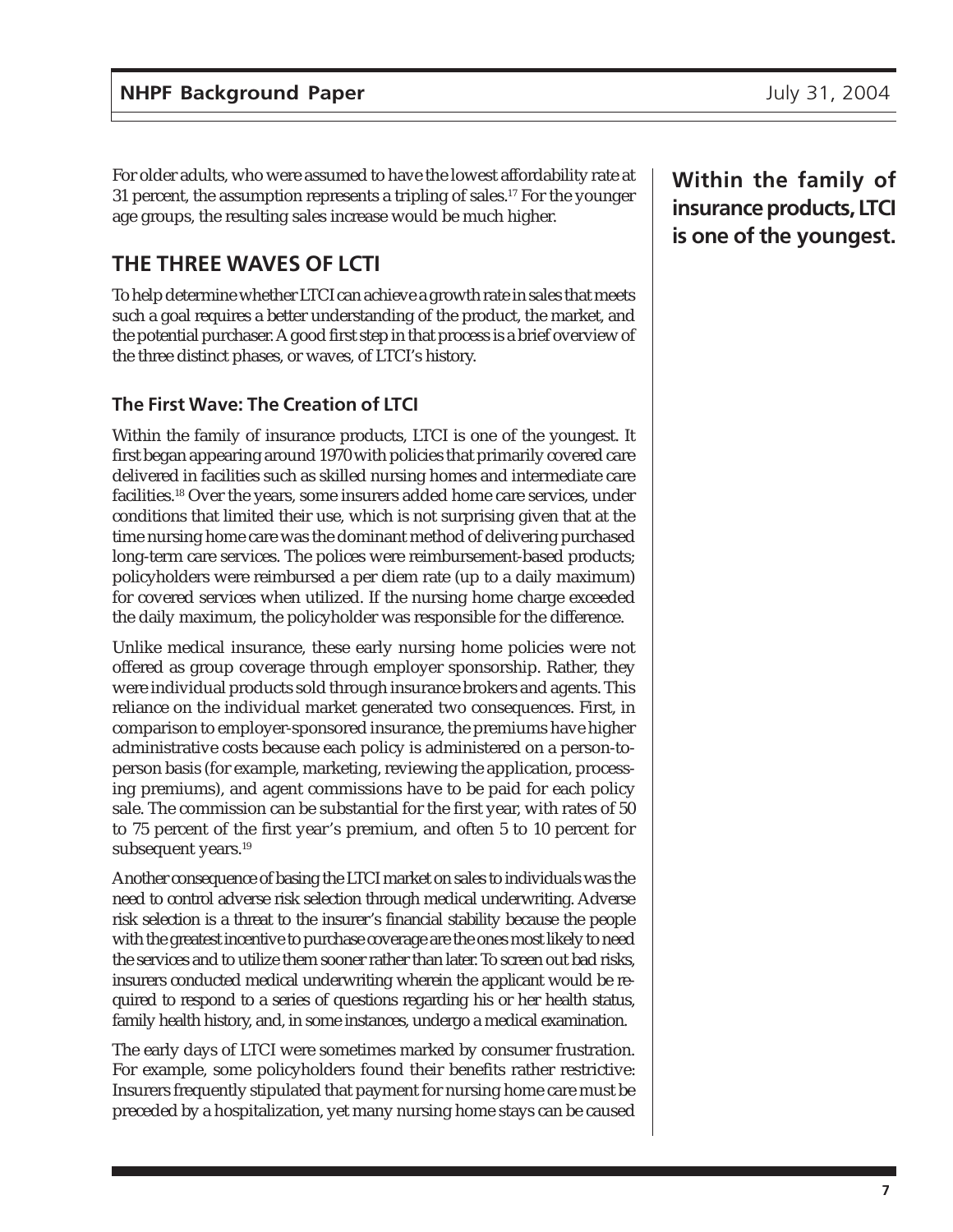For older adults, who were assumed to have the lowest affordability rate at 31 percent, the assumption represents a tripling of sales.[17] For the younger age groups, the resulting sales increase would be much higher.

**Within the family of insurance products, LTCI is one of the youngest.**

## THE THREE WAVES OF LCTI

To help determine whether LTCI can achieve a growth rate in sales that meets such a goal requires a better understanding of the product, the market, and the potential purchaser. A good first step in that process is a brief overview of the three distinct phases, or waves, of LTCI's history.

### The First Wave: The Creation of LTCI

Within the family of insurance products, LTCI is one of the youngest. It first began appearing around 1970 with policies that primarily covered care delivered in facilities such as skilled nursing homes and intermediate care facilities.[18] Over the years, some insurers added home care services, under conditions that limited their use, which is not surprising given that at the time nursing home care was the dominant method of delivering purchased long-term care services. The polices were reimbursement-based products; policyholders were reimbursed a per diem rate (up to a daily maximum) for covered services when utilized. If the nursing home charge exceeded the daily maximum, the policyholder was responsible for the difference.

Unlike medical insurance, these early nursing home policies were not offered as group coverage through employer sponsorship. Rather, they were individual products sold through insurance brokers and agents. This reliance on the individual market generated two consequences. First, in comparison to employer-sponsored insurance, the premiums have higher administrative costs because each policy is administered on a person-to-person basis (for example, marketing, reviewing the application, processing premiums), and agent commissions have to be paid for each policy sale. The commission can be substantial for the first year, with rates of 50 to 75 percent of the first year's premium, and often 5 to 10 percent for subsequent years.[19]

Another consequence of basing the LTCI market on sales to individuals was the need to control adverse risk selection through medical underwriting. Adverse risk selection is a threat to the insurer's financial stability because the people with the greatest incentive to purchase coverage are the ones most likely to need the services and to utilize them sooner rather than later. To screen out bad risks, insurers conducted medical underwriting wherein the applicant would be required to respond to a series of questions regarding his or her health status, family health history, and, in some instances, undergo a medical examination.

The early days of LTCI were sometimes marked by consumer frustration. For example, some policyholders found their benefits rather restrictive: Insurers frequently stipulated that payment for nursing home care must be preceded by a hospitalization, yet many nursing home stays can be caused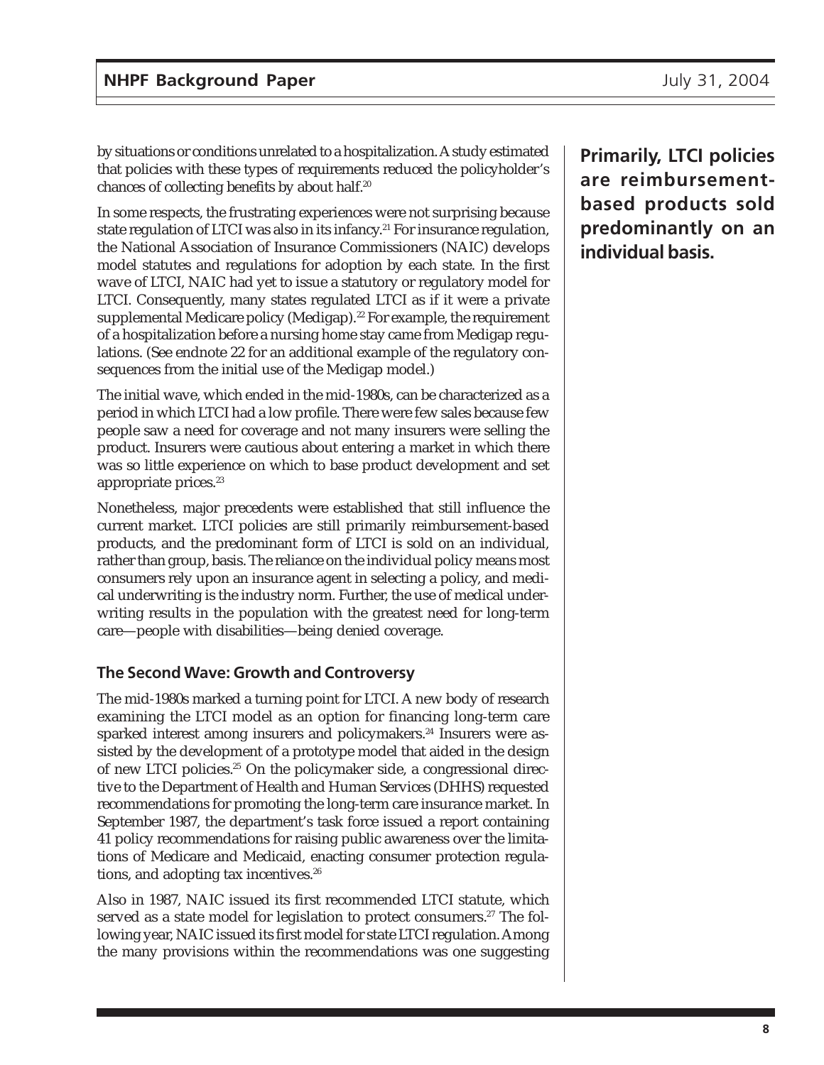by situations or conditions unrelated to a hospitalization. A study estimated that policies with these types of requirements reduced the policyholder's chances of collecting benefits by about half.[20]

In some respects, the frustrating experiences were not surprising because state regulation of LTCI was also in its infancy.[21] For insurance regulation, the National Association of Insurance Commissioners (NAIC) develops model statutes and regulations for adoption by each state. In the first wave of LTCI, NAIC had yet to issue a statutory or regulatory model for LTCI. Consequently, many states regulated LTCI as if it were a private supplemental Medicare policy (Medigap).[22] For example, the requirement of a hospitalization before a nursing home stay came from Medigap regulations. (See endnote 22 for an additional example of the regulatory consequences from the initial use of the Medigap model.)

The initial wave, which ended in the mid-1980s, can be characterized as a period in which LTCI had a low profile. There were few sales because few people saw a need for coverage and not many insurers were selling the product. Insurers were cautious about entering a market in which there was so little experience on which to base product development and set appropriate prices.[23]

Nonetheless, major precedents were established that still influence the current market. LTCI policies are still primarily reimbursement-based products, and the predominant form of LTCI is sold on an individual, rather than group, basis. The reliance on the individual policy means most consumers rely upon an insurance agent in selecting a policy, and medical underwriting is the industry norm. Further, the use of medical underwriting results in the population with the greatest need for long-term care—people with disabilities—being denied coverage.

**Primarily, LTCI policies are reimbursement-based products sold predominantly on an individual basis.**

### The Second Wave: Growth and Controversy

The mid-1980s marked a turning point for LTCI. A new body of research examining the LTCI model as an option for financing long-term care sparked interest among insurers and policymakers.[24] Insurers were assisted by the development of a prototype model that aided in the design of new LTCI policies.[25] On the policymaker side, a congressional directive to the Department of Health and Human Services (DHHS) requested recommendations for promoting the long-term care insurance market. In September 1987, the department's task force issued a report containing 41 policy recommendations for raising public awareness over the limitations of Medicare and Medicaid, enacting consumer protection regulations, and adopting tax incentives.[26]

Also in 1987, NAIC issued its first recommended LTCI statute, which served as a state model for legislation to protect consumers.[27] The following year, NAIC issued its first model for state LTCI regulation. Among the many provisions within the recommendations was one suggesting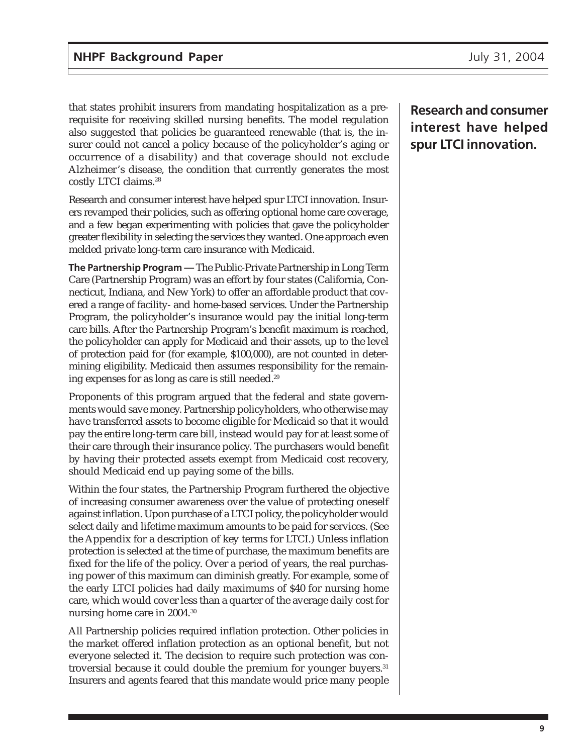that states prohibit insurers from mandating hospitalization as a prerequisite for receiving skilled nursing benefits. The model regulation also suggested that policies be guaranteed renewable (that is, the insurer could not cancel a policy because of the policyholder's aging or occurrence of a disability) and that coverage should not exclude Alzheimer's disease, the condition that currently generates the most costly LTCI claims.[28]

**Research and consumer interest have helped spur LTCI innovation.**

Research and consumer interest have helped spur LTCI innovation. Insurers revamped their policies, such as offering optional home care coverage, and a few began experimenting with policies that gave the policyholder greater flexibility in selecting the services they wanted. One approach even melded private long-term care insurance with Medicaid.

**The Partnership Program —** The Public-Private Partnership in Long Term Care (Partnership Program) was an effort by four states (California, Connecticut, Indiana, and New York) to offer an affordable product that covered a range of facility- and home-based services. Under the Partnership Program, the policyholder's insurance would pay the initial long-term care bills. After the Partnership Program's benefit maximum is reached, the policyholder can apply for Medicaid and their assets, up to the level of protection paid for (for example, $100,000), are not counted in determining eligibility. Medicaid then assumes responsibility for the remaining expenses for as long as care is still needed.[29]

Proponents of this program argued that the federal and state governments would save money. Partnership policyholders, who otherwise may have transferred assets to become eligible for Medicaid so that it would pay the entire long-term care bill, instead would pay for at least some of their care through their insurance policy. The purchasers would benefit by having their protected assets exempt from Medicaid cost recovery, should Medicaid end up paying some of the bills.

Within the four states, the Partnership Program furthered the objective of increasing consumer awareness over the value of protecting oneself against inflation. Upon purchase of a LTCI policy, the policyholder would select daily and lifetime maximum amounts to be paid for services. (See the Appendix for a description of key terms for LTCI.) Unless inflation protection is selected at the time of purchase, the maximum benefits are fixed for the life of the policy. Over a period of years, the real purchasing power of this maximum can diminish greatly. For example, some of the early LTCI policies had daily maximums of $40 for nursing home care, which would cover less than a quarter of the average daily cost for nursing home care in 2004.[30]

All Partnership policies required inflation protection. Other policies in the market offered inflation protection as an optional benefit, but not everyone selected it. The decision to require such protection was controversial because it could double the premium for younger buyers.[31] Insurers and agents feared that this mandate would price many people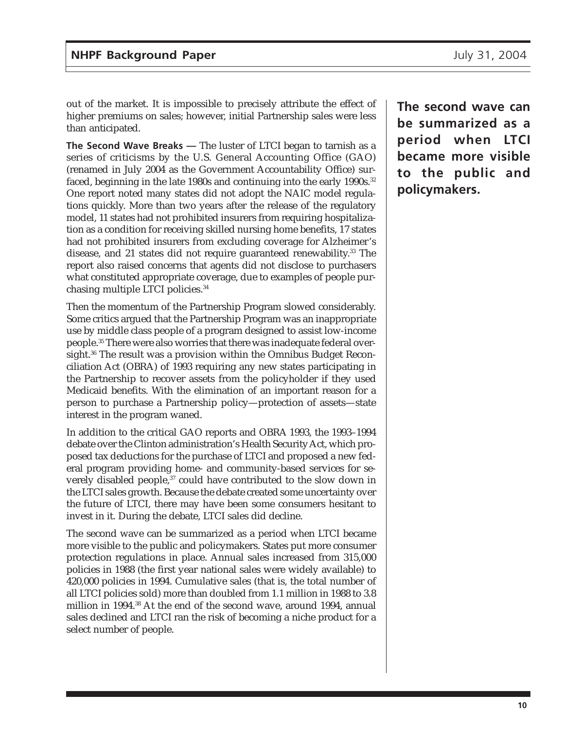out of the market. It is impossible to precisely attribute the effect of higher premiums on sales; however, initial Partnership sales were less than anticipated.

**The Second Wave Breaks —** The luster of LTCI began to tarnish as a series of criticisms by the U.S. General Accounting Office (GAO) (renamed in July 2004 as the Government Accountability Office) surfaced, beginning in the late 1980s and continuing into the early 1990s.[32] One report noted many states did not adopt the NAIC model regulations quickly. More than two years after the release of the regulatory model, 11 states had not prohibited insurers from requiring hospitalization as a condition for receiving skilled nursing home benefits, 17 states had not prohibited insurers from excluding coverage for Alzheimer's disease, and 21 states did not require guaranteed renewability.[33] The report also raised concerns that agents did not disclose to purchasers what constituted appropriate coverage, due to examples of people purchasing multiple LTCI policies.[34]

Then the momentum of the Partnership Program slowed considerably. Some critics argued that the Partnership Program was an inappropriate use by middle class people of a program designed to assist low-income people.[35] There were also worries that there was inadequate federal oversight.[36] The result was a provision within the Omnibus Budget Reconciliation Act (OBRA) of 1993 requiring any new states participating in the Partnership to recover assets from the policyholder if they used Medicaid benefits. With the elimination of an important reason for a person to purchase a Partnership policy—protection of assets—state interest in the program waned.

In addition to the critical GAO reports and OBRA 1993, the 1993–1994 debate over the Clinton administration's Health Security Act, which proposed tax deductions for the purchase of LTCI and proposed a new federal program providing home- and community-based services for severely disabled people,[37] could have contributed to the slow down in the LTCI sales growth. Because the debate created some uncertainty over the future of LTCI, there may have been some consumers hesitant to invest in it. During the debate, LTCI sales did decline.

The second wave can be summarized as a period when LTCI became more visible to the public and policymakers. States put more consumer protection regulations in place. Annual sales increased from 315,000 policies in 1988 (the first year national sales were widely available) to 420,000 policies in 1994. Cumulative sales (that is, the total number of all LTCI policies sold) more than doubled from 1.1 million in 1988 to 3.8 million in 1994.[38] At the end of the second wave, around 1994, annual sales declined and LTCI ran the risk of becoming a niche product for a select number of people.

**The second wave can be summarized as a period when LTCI became more visible to the public and policymakers.**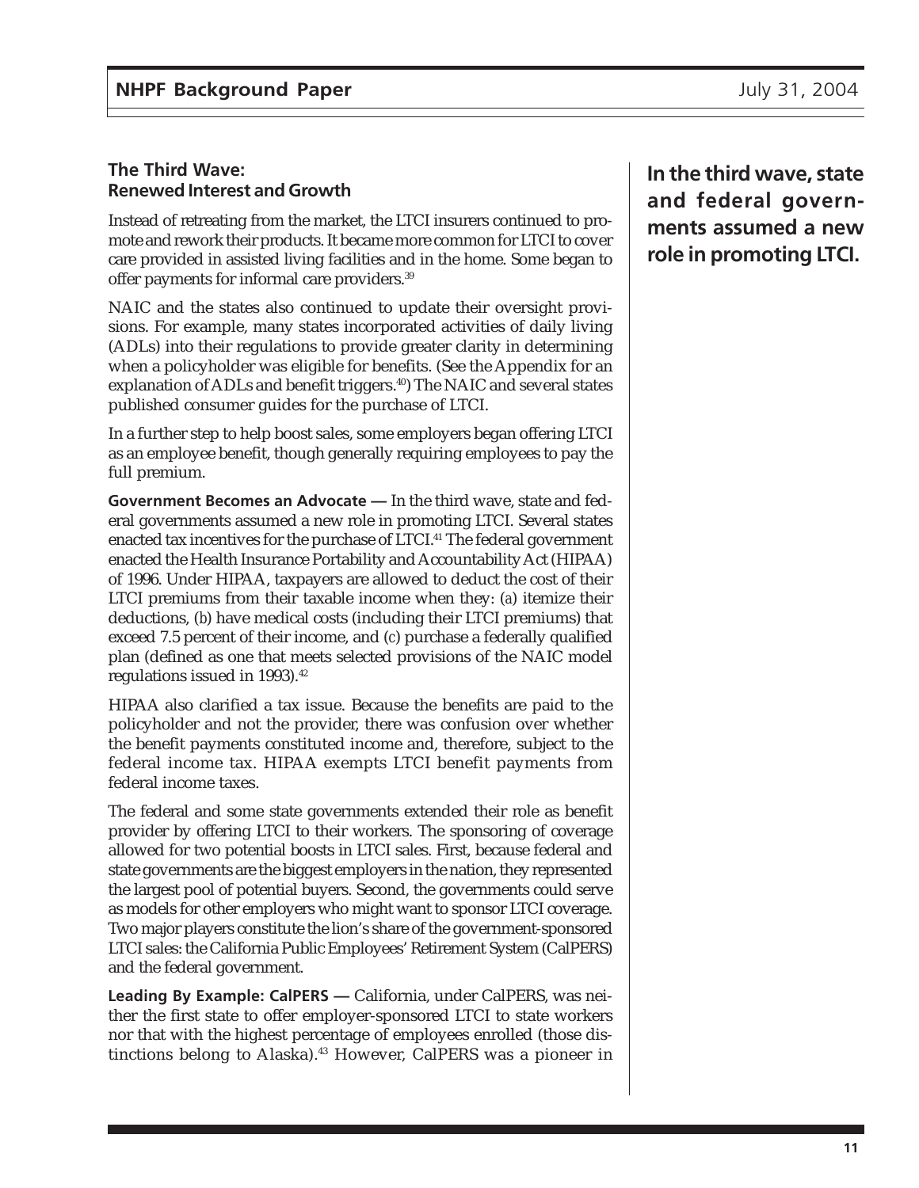## The Third Wave: Renewed Interest and Growth

Instead of retreating from the market, the LTCI insurers continued to promote and rework their products. It became more common for LTCI to cover care provided in assisted living facilities and in the home. Some began to offer payments for informal care providers.[39]

NAIC and the states also continued to update their oversight provisions. For example, many states incorporated activities of daily living (ADLs) into their regulations to provide greater clarity in determining when a policyholder was eligible for benefits. (See the Appendix for an explanation of ADLs and benefit triggers.[40]) The NAIC and several states published consumer guides for the purchase of LTCI.

In a further step to help boost sales, some employers began offering LTCI as an employee benefit, though generally requiring employees to pay the full premium.

**In the third wave, state and federal governments assumed a new role in promoting LTCI.**

**Government Becomes an Advocate —** In the third wave, state and federal governments assumed a new role in promoting LTCI. Several states enacted tax incentives for the purchase of LTCI.[41] The federal government enacted the Health Insurance Portability and Accountability Act (HIPAA) of 1996. Under HIPAA, taxpayers are allowed to deduct the cost of their LTCI premiums from their taxable income when they: (*a*) itemize their deductions, (*b*) have medical costs (including their LTCI premiums) that exceed 7.5 percent of their income, and (*c*) purchase a federally qualified plan (defined as one that meets selected provisions of the NAIC model regulations issued in 1993).[42]

HIPAA also clarified a tax issue. Because the benefits are paid to the policyholder and not the provider, there was confusion over whether the benefit payments constituted income and, therefore, subject to the federal income tax. HIPAA exempts LTCI benefit payments from federal income taxes.

The federal and some state governments extended their role as benefit provider by offering LTCI to their workers. The sponsoring of coverage allowed for two potential boosts in LTCI sales. First, because federal and state governments are the biggest employers in the nation, they represented the largest pool of potential buyers. Second, the governments could serve as models for other employers who might want to sponsor LTCI coverage. Two major players constitute the lion's share of the government-sponsored LTCI sales: the California Public Employees' Retirement System (CalPERS) and the federal government.

**Leading By Example: CalPERS —** California, under CalPERS, was neither the first state to offer employer-sponsored LTCI to state workers nor that with the highest percentage of employees enrolled (those distinctions belong to Alaska).[43] However, CalPERS was a pioneer in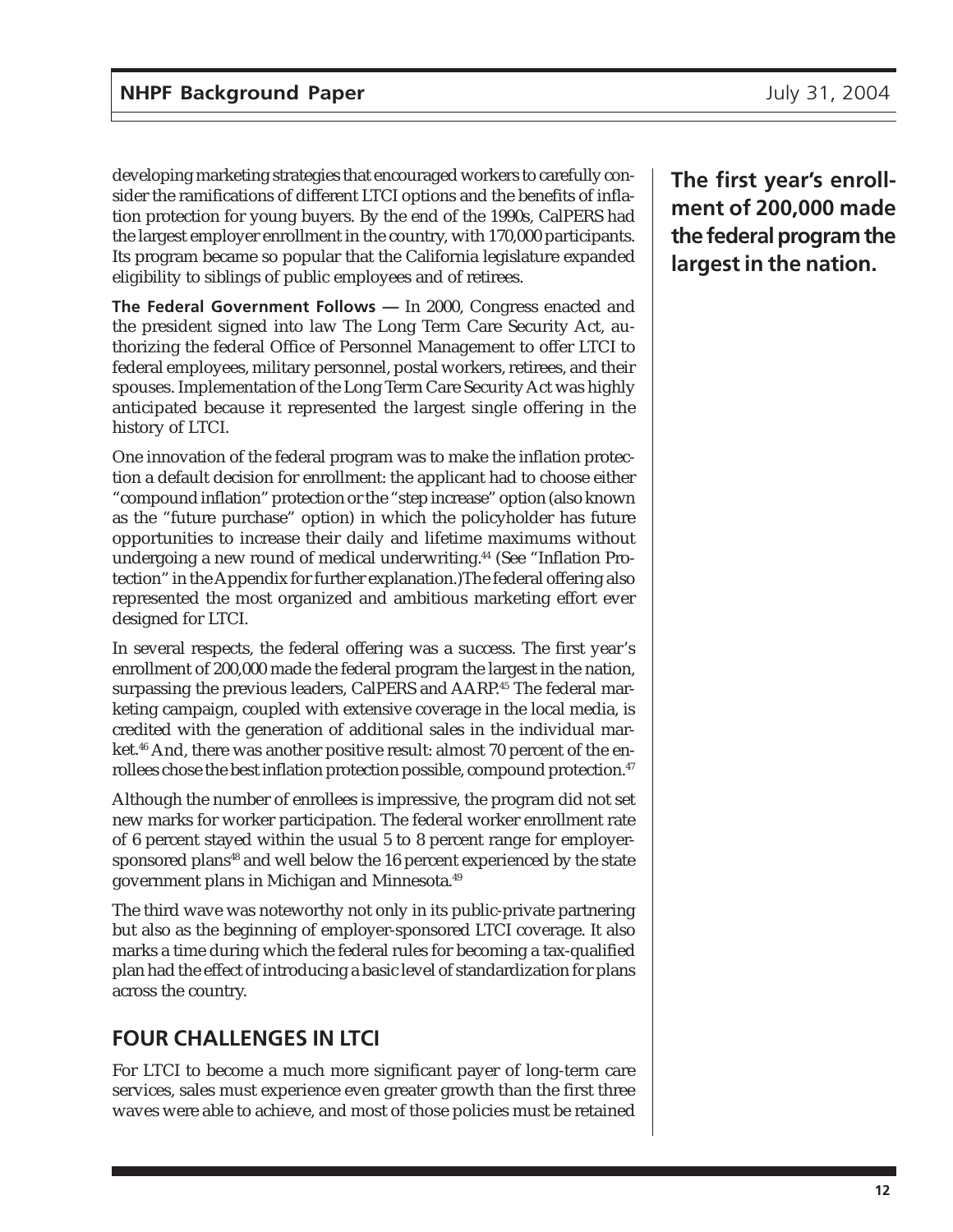developing marketing strategies that encouraged workers to carefully consider the ramifications of different LTCI options and the benefits of inflation protection for young buyers. By the end of the 1990s, CalPERS had the largest employer enrollment in the country, with 170,000 participants. Its program became so popular that the California legislature expanded eligibility to siblings of public employees and of retirees.

**The Federal Government Follows —** In 2000, Congress enacted and the president signed into law The Long Term Care Security Act, authorizing the federal Office of Personnel Management to offer LTCI to federal employees, military personnel, postal workers, retirees, and their spouses. Implementation of the Long Term Care Security Act was highly anticipated because it represented the largest single offering in the history of LTCI.

One innovation of the federal program was to make the inflation protection a default decision for enrollment: the applicant had to choose either "compound inflation" protection or the "step increase" option (also known as the "future purchase" option) in which the policyholder has future opportunities to increase their daily and lifetime maximums without undergoing a new round of medical underwriting.[44] (See "Inflation Protection" in the Appendix for further explanation.) The federal offering also represented the most organized and ambitious marketing effort ever designed for LTCI.

In several respects, the federal offering was a success. The first year's enrollment of 200,000 made the federal program the largest in the nation, surpassing the previous leaders, CalPERS and AARP.[45] The federal marketing campaign, coupled with extensive coverage in the local media, is credited with the generation of additional sales in the individual market.[46] And, there was another positive result: almost 70 percent of the enrollees chose the best inflation protection possible, compound protection.[47]

**The first year's enrollment of 200,000 made the federal program the largest in the nation.**

Although the number of enrollees is impressive, the program did not set new marks for worker participation. The federal worker enrollment rate of 6 percent stayed within the usual 5 to 8 percent range for employer-sponsored plans[48] and well below the 16 percent experienced by the state government plans in Michigan and Minnesota.[49]

The third wave was noteworthy not only in its public-private partnering but also as the beginning of employer-sponsored LTCI coverage. It also marks a time during which the federal rules for becoming a tax-qualified plan had the effect of introducing a basic level of standardization for plans across the country.

## FOUR CHALLENGES IN LTCI

For LTCI to become a much more significant payer of long-term care services, sales must experience even greater growth than the first three waves were able to achieve, and most of those policies must be retained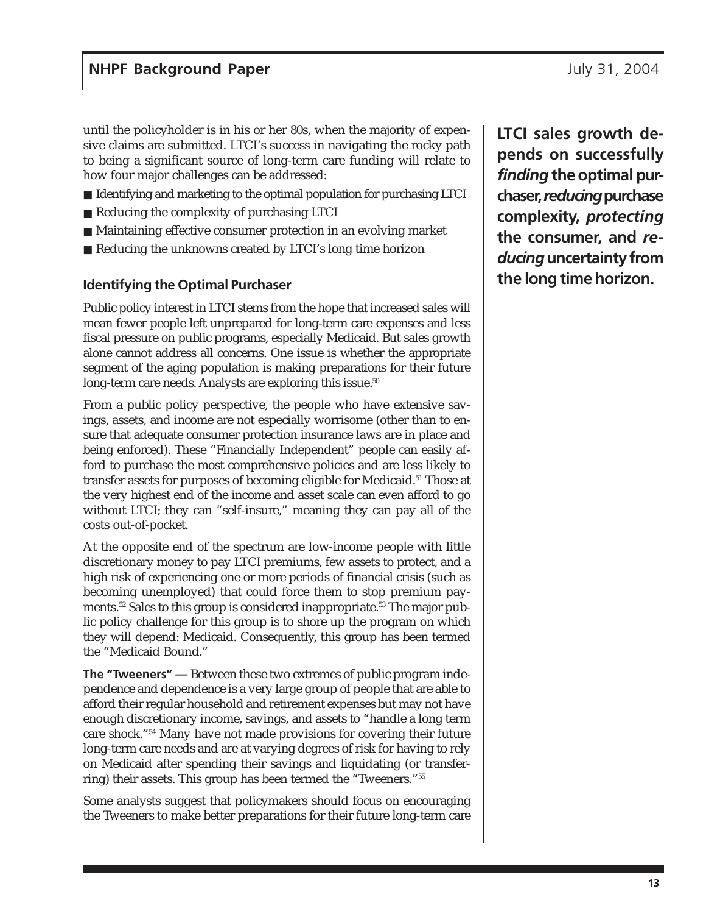until the policyholder is in his or her 80s, when the majority of expensive claims are submitted. LTCI's success in navigating the rocky path to being a significant source of long-term care funding will relate to how four major challenges can be addressed:

- Identifying and marketing to the optimal population for purchasing LTCI
- Reducing the complexity of purchasing LTCI
- Maintaining effective consumer protection in an evolving market
- Reducing the unknowns created by LTCI's long time horizon

**LTCI sales growth depends on successfully *finding* the optimal purchaser, *reducing* purchase complexity, *protecting* the consumer, and *reducing* uncertainty from the long time horizon.**

### Identifying the Optimal Purchaser

Public policy interest in LTCI stems from the hope that increased sales will mean fewer people left unprepared for long-term care expenses and less fiscal pressure on public programs, especially Medicaid. But sales growth alone cannot address all concerns. One issue is whether the appropriate segment of the aging population is making preparations for their future long-term care needs. Analysts are exploring this issue.[50]

From a public policy perspective, the people who have extensive savings, assets, and income are not especially worrisome (other than to ensure that adequate consumer protection insurance laws are in place and being enforced). These "Financially Independent" people can easily afford to purchase the most comprehensive policies and are less likely to transfer assets for purposes of becoming eligible for Medicaid.[51] Those at the very highest end of the income and asset scale can even afford to go without LTCI; they can "self-insure," meaning they can pay all of the costs out-of-pocket.

At the opposite end of the spectrum are low-income people with little discretionary money to pay LTCI premiums, few assets to protect, and a high risk of experiencing one or more periods of financial crisis (such as becoming unemployed) that could force them to stop premium payments.[52] Sales to this group is considered inappropriate.[53] The major public policy challenge for this group is to shore up the program on which they will depend: Medicaid. Consequently, this group has been termed the "Medicaid Bound."

**The "Tweeners" —** Between these two extremes of public program independence and dependence is a very large group of people that are able to afford their regular household and retirement expenses but may not have enough discretionary income, savings, and assets to "handle a long term care shock."[54] Many have not made provisions for covering their future long-term care needs and are at varying degrees of risk for having to rely on Medicaid after spending their savings and liquidating (or transferring) their assets. This group has been termed the "Tweeners."[55]

Some analysts suggest that policymakers should focus on encouraging the Tweeners to make better preparations for their future long-term care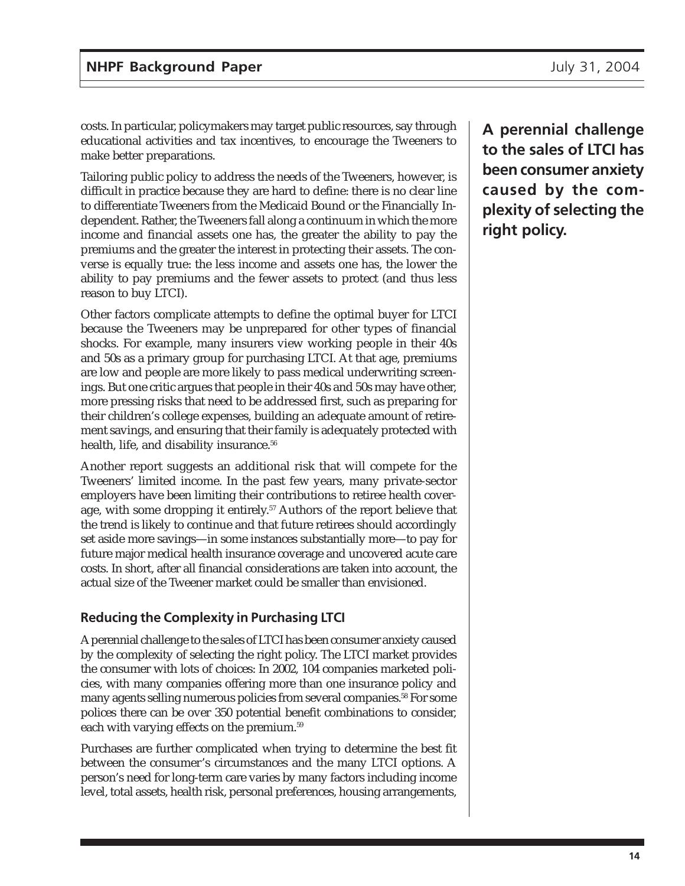costs. In particular, policymakers may target public resources, say through educational activities and tax incentives, to encourage the Tweeners to make better preparations.

Tailoring public policy to address the needs of the Tweeners, however, is difficult in practice because they are hard to define: there is no clear line to differentiate Tweeners from the Medicaid Bound or the Financially Independent. Rather, the Tweeners fall along a continuum in which the more income and financial assets one has, the greater the ability to pay the premiums and the greater the interest in protecting their assets. The converse is equally true: the less income and assets one has, the lower the ability to pay premiums and the fewer assets to protect (and thus less reason to buy LTCI).

Other factors complicate attempts to define the optimal buyer for LTCI because the Tweeners may be unprepared for other types of financial shocks. For example, many insurers view working people in their 40s and 50s as a primary group for purchasing LTCI. At that age, premiums are low and people are more likely to pass medical underwriting screenings. But one critic argues that people in their 40s and 50s may have other, more pressing risks that need to be addressed first, such as preparing for their children's college expenses, building an adequate amount of retirement savings, and ensuring that their family is adequately protected with health, life, and disability insurance.[56]

Another report suggests an additional risk that will compete for the Tweeners' limited income. In the past few years, many private-sector employers have been limiting their contributions to retiree health coverage, with some dropping it entirely.[57] Authors of the report believe that the trend is likely to continue and that future retirees should accordingly set aside more savings—in some instances substantially more—to pay for future major medical health insurance coverage and uncovered acute care costs. In short, after all financial considerations are taken into account, the actual size of the Tweener market could be smaller than envisioned.

### Reducing the Complexity in Purchasing LTCI

A perennial challenge to the sales of LTCI has been consumer anxiety caused by the complexity of selecting the right policy. The LTCI market provides the consumer with lots of choices: In 2002, 104 companies marketed policies, with many companies offering more than one insurance policy and many agents selling numerous policies from several companies.[58] For some polices there can be over 350 potential benefit combinations to consider, each with varying effects on the premium.[59]

Purchases are further complicated when trying to determine the best fit between the consumer's circumstances and the many LTCI options. A person's need for long-term care varies by many factors including income level, total assets, health risk, personal preferences, housing arrangements,

**A perennial challenge to the sales of LTCI has been consumer anxiety caused by the complexity of selecting the right policy.**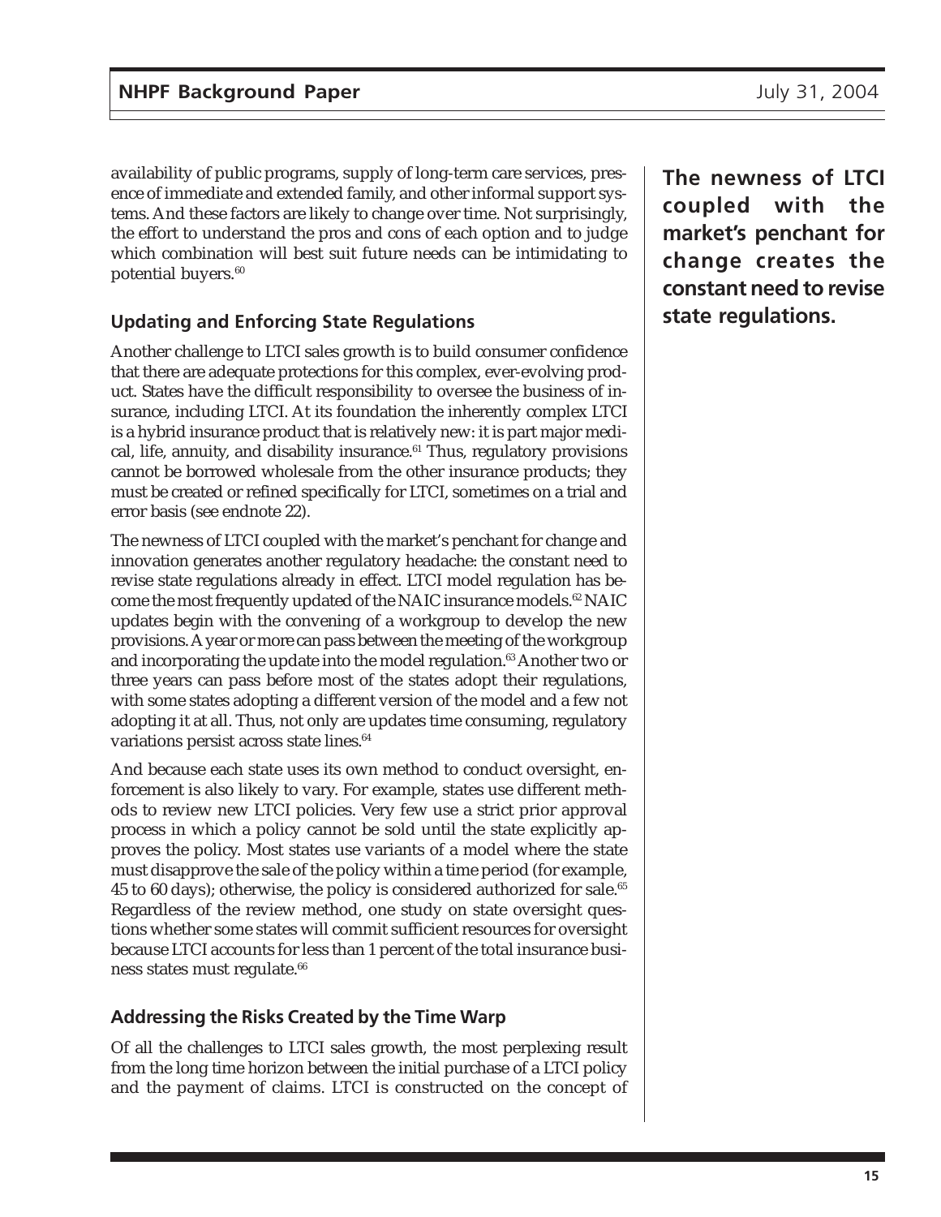availability of public programs, supply of long-term care services, presence of immediate and extended family, and other informal support systems. And these factors are likely to change over time. Not surprisingly, the effort to understand the pros and cons of each option and to judge which combination will best suit future needs can be intimidating to potential buyers.[60]

**The newness of LTCI coupled with the market's penchant for change creates the constant need to revise state regulations.**

### Updating and Enforcing State Regulations

Another challenge to LTCI sales growth is to build consumer confidence that there are adequate protections for this complex, ever-evolving product. States have the difficult responsibility to oversee the business of insurance, including LTCI. At its foundation the inherently complex LTCI is a hybrid insurance product that is relatively new: it is part major medical, life, annuity, and disability insurance.[61] Thus, regulatory provisions cannot be borrowed wholesale from the other insurance products; they must be created or refined specifically for LTCI, sometimes on a trial and error basis (see endnote 22).

The newness of LTCI coupled with the market's penchant for change and innovation generates another regulatory headache: the constant need to revise state regulations already in effect. LTCI model regulation has become the most frequently updated of the NAIC insurance models.[62] NAIC updates begin with the convening of a workgroup to develop the new provisions. A year or more can pass between the meeting of the workgroup and incorporating the update into the model regulation.[63] Another two or three years can pass before most of the states adopt their regulations, with some states adopting a different version of the model and a few not adopting it at all. Thus, not only are updates time consuming, regulatory variations persist across state lines.[64]

And because each state uses its own method to conduct oversight, enforcement is also likely to vary. For example, states use different methods to review new LTCI policies. Very few use a strict prior approval process in which a policy cannot be sold until the state explicitly approves the policy. Most states use variants of a model where the state must disapprove the sale of the policy within a time period (for example, 45 to 60 days); otherwise, the policy is considered authorized for sale.[65] Regardless of the review method, one study on state oversight questions whether some states will commit sufficient resources for oversight because LTCI accounts for less than 1 percent of the total insurance business states must regulate.[66]

### Addressing the Risks Created by the Time Warp

Of all the challenges to LTCI sales growth, the most perplexing result from the long time horizon between the initial purchase of a LTCI policy and the payment of claims. LTCI is constructed on the concept of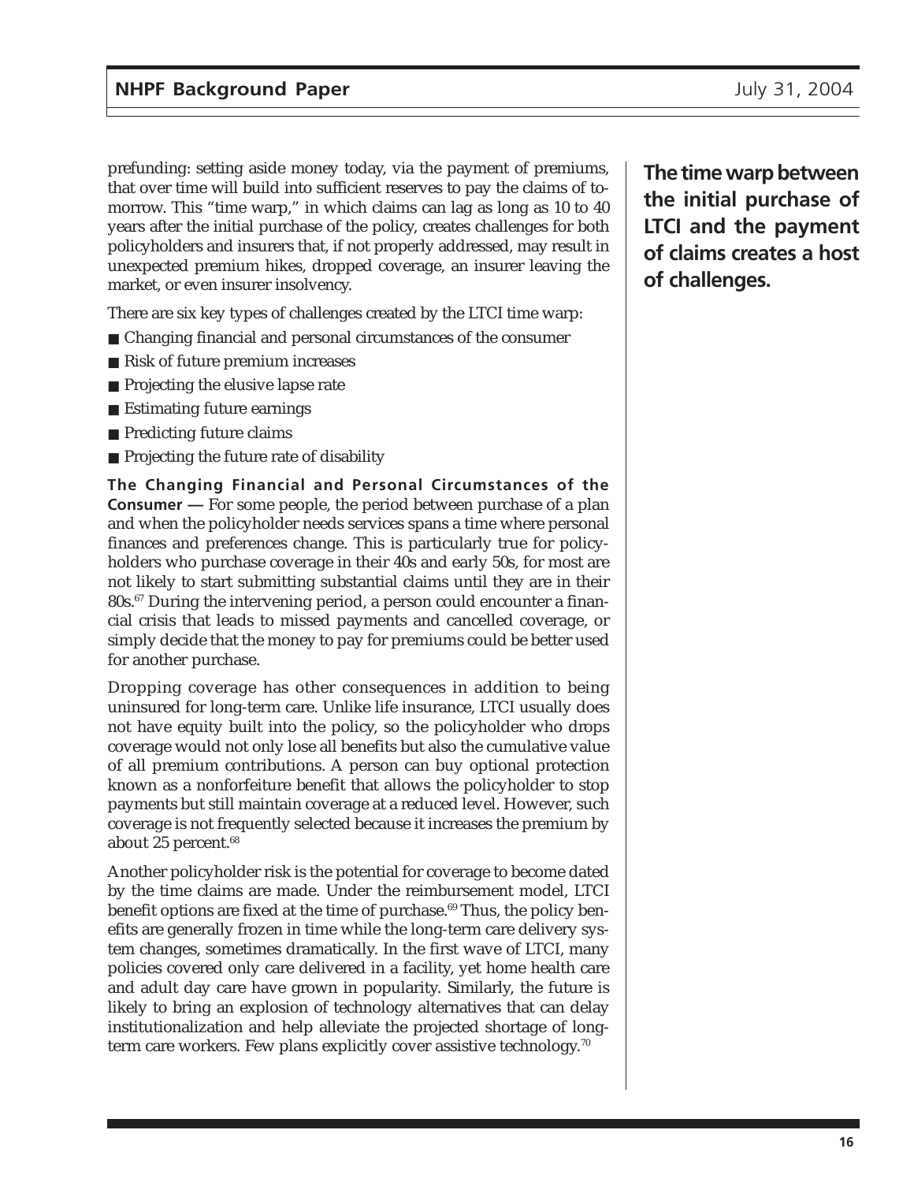prefunding: setting aside money today, via the payment of premiums, that over time will build into sufficient reserves to pay the claims of tomorrow. This "time warp," in which claims can lag as long as 10 to 40 years after the initial purchase of the policy, creates challenges for both policyholders and insurers that, if not properly addressed, may result in unexpected premium hikes, dropped coverage, an insurer leaving the market, or even insurer insolvency.

**The time warp between the initial purchase of LTCI and the payment of claims creates a host of challenges.**

There are six key types of challenges created by the LTCI time warp:

- Changing financial and personal circumstances of the consumer
- Risk of future premium increases
- Projecting the elusive lapse rate
- Estimating future earnings
- Predicting future claims
- Projecting the future rate of disability

**The Changing Financial and Personal Circumstances of the Consumer —** For some people, the period between purchase of a plan and when the policyholder needs services spans a time where personal finances and preferences change. This is particularly true for policyholders who purchase coverage in their 40s and early 50s, for most are not likely to start submitting substantial claims until they are in their 80s.[67] During the intervening period, a person could encounter a financial crisis that leads to missed payments and cancelled coverage, or simply decide that the money to pay for premiums could be better used for another purchase.

Dropping coverage has other consequences in addition to being uninsured for long-term care. Unlike life insurance, LTCI usually does not have equity built into the policy, so the policyholder who drops coverage would not only lose all benefits but also the cumulative value of all premium contributions. A person can buy optional protection known as a nonforfeiture benefit that allows the policyholder to stop payments but still maintain coverage at a reduced level. However, such coverage is not frequently selected because it increases the premium by about 25 percent.[68]

Another policyholder risk is the potential for coverage to become dated by the time claims are made. Under the reimbursement model, LTCI benefit options are fixed at the time of purchase.[69] Thus, the policy benefits are generally frozen in time while the long-term care delivery system changes, sometimes dramatically. In the first wave of LTCI, many policies covered only care delivered in a facility, yet home health care and adult day care have grown in popularity. Similarly, the future is likely to bring an explosion of technology alternatives that can delay institutionalization and help alleviate the projected shortage of long-term care workers. Few plans explicitly cover assistive technology.[70]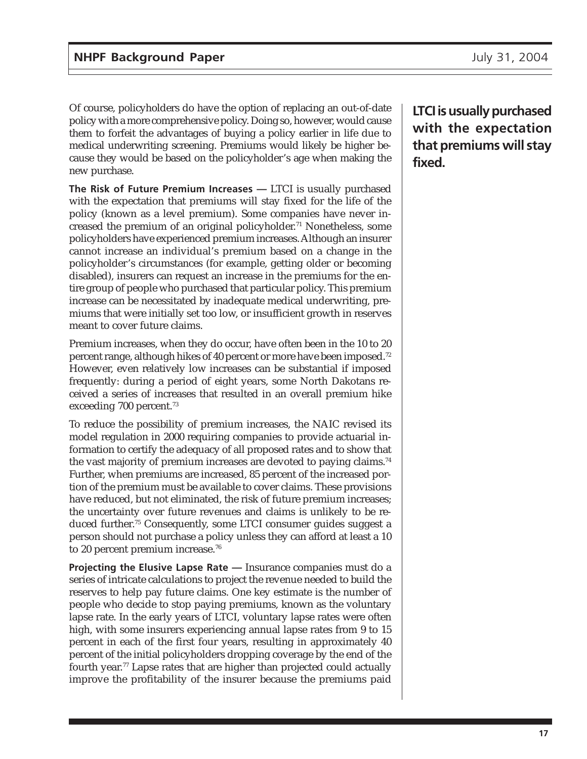Of course, policyholders do have the option of replacing an out-of-date policy with a more comprehensive policy. Doing so, however, would cause them to forfeit the advantages of buying a policy earlier in life due to medical underwriting screening. Premiums would likely be higher because they would be based on the policyholder's age when making the new purchase.

**The Risk of Future Premium Increases —** LTCI is usually purchased with the expectation that premiums will stay fixed for the life of the policy (known as a level premium). Some companies have never increased the premium of an original policyholder.[71] Nonetheless, some policyholders have experienced premium increases. Although an insurer cannot increase an individual's premium based on a change in the policyholder's circumstances (for example, getting older or becoming disabled), insurers can request an increase in the premiums for the entire group of people who purchased that particular policy. This premium increase can be necessitated by inadequate medical underwriting, premiums that were initially set too low, or insufficient growth in reserves meant to cover future claims.

**LTCI is usually purchased with the expectation that premiums will stay fixed.**

Premium increases, when they do occur, have often been in the 10 to 20 percent range, although hikes of 40 percent or more have been imposed.[72] However, even relatively low increases can be substantial if imposed frequently: during a period of eight years, some North Dakotans received a series of increases that resulted in an overall premium hike exceeding 700 percent.[73]

To reduce the possibility of premium increases, the NAIC revised its model regulation in 2000 requiring companies to provide actuarial information to certify the adequacy of all proposed rates and to show that the vast majority of premium increases are devoted to paying claims.[74] Further, when premiums are increased, 85 percent of the increased portion of the premium must be available to cover claims. These provisions have reduced, but not eliminated, the risk of future premium increases; the uncertainty over future revenues and claims is unlikely to be reduced further.[75] Consequently, some LTCI consumer guides suggest a person should not purchase a policy unless they can afford at least a 10 to 20 percent premium increase.[76]

**Projecting the Elusive Lapse Rate —** Insurance companies must do a series of intricate calculations to project the revenue needed to build the reserves to help pay future claims. One key estimate is the number of people who decide to stop paying premiums, known as the voluntary lapse rate. In the early years of LTCI, voluntary lapse rates were often high, with some insurers experiencing annual lapse rates from 9 to 15 percent in each of the first four years, resulting in approximately 40 percent of the initial policyholders dropping coverage by the end of the fourth year.[77] Lapse rates that are higher than projected could actually improve the profitability of the insurer because the premiums paid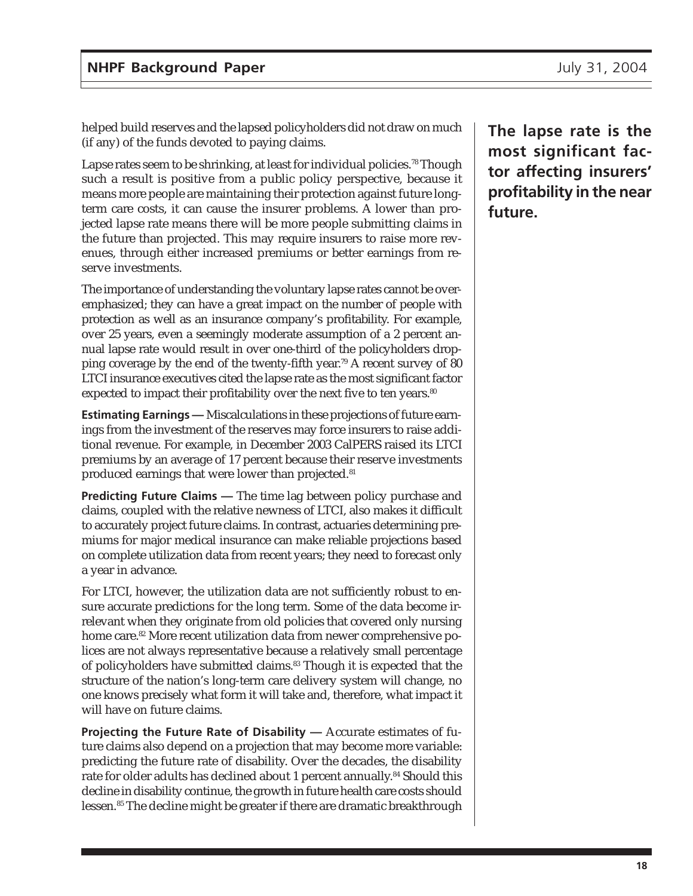helped build reserves and the lapsed policyholders did not draw on much (if any) of the funds devoted to paying claims.

Lapse rates seem to be shrinking, at least for individual policies.[78] Though such a result is positive from a public policy perspective, because it means more people are maintaining their protection against future long-term care costs, it can cause the insurer problems. A lower than projected lapse rate means there will be more people submitting claims in the future than projected. This may require insurers to raise more revenues, through either increased premiums or better earnings from reserve investments.

**The lapse rate is the most significant factor affecting insurers' profitability in the near future.**

The importance of understanding the voluntary lapse rates cannot be overemphasized; they can have a great impact on the number of people with protection as well as an insurance company's profitability. For example, over 25 years, even a seemingly moderate assumption of a 2 percent annual lapse rate would result in over one-third of the policyholders dropping coverage by the end of the twenty-fifth year.[79] A recent survey of 80 LTCI insurance executives cited the lapse rate as the most significant factor expected to impact their profitability over the next five to ten years.[80]

**Estimating Earnings —** Miscalculations in these projections of future earnings from the investment of the reserves may force insurers to raise additional revenue. For example, in December 2003 CalPERS raised its LTCI premiums by an average of 17 percent because their reserve investments produced earnings that were lower than projected.[81]

**Predicting Future Claims —** The time lag between policy purchase and claims, coupled with the relative newness of LTCI, also makes it difficult to accurately project future claims. In contrast, actuaries determining premiums for major medical insurance can make reliable projections based on complete utilization data from recent years; they need to forecast only a year in advance.

For LTCI, however, the utilization data are not sufficiently robust to ensure accurate predictions for the long term. Some of the data become irrelevant when they originate from old policies that covered only nursing home care.[82] More recent utilization data from newer comprehensive polices are not always representative because a relatively small percentage of policyholders have submitted claims.[83] Though it is expected that the structure of the nation's long-term care delivery system will change, no one knows precisely what form it will take and, therefore, what impact it will have on future claims.

**Projecting the Future Rate of Disability —** Accurate estimates of future claims also depend on a projection that may become more variable: predicting the future rate of disability. Over the decades, the disability rate for older adults has declined about 1 percent annually.[84] Should this decline in disability continue, the growth in future health care costs should lessen.[85] The decline might be greater if there are dramatic breakthrough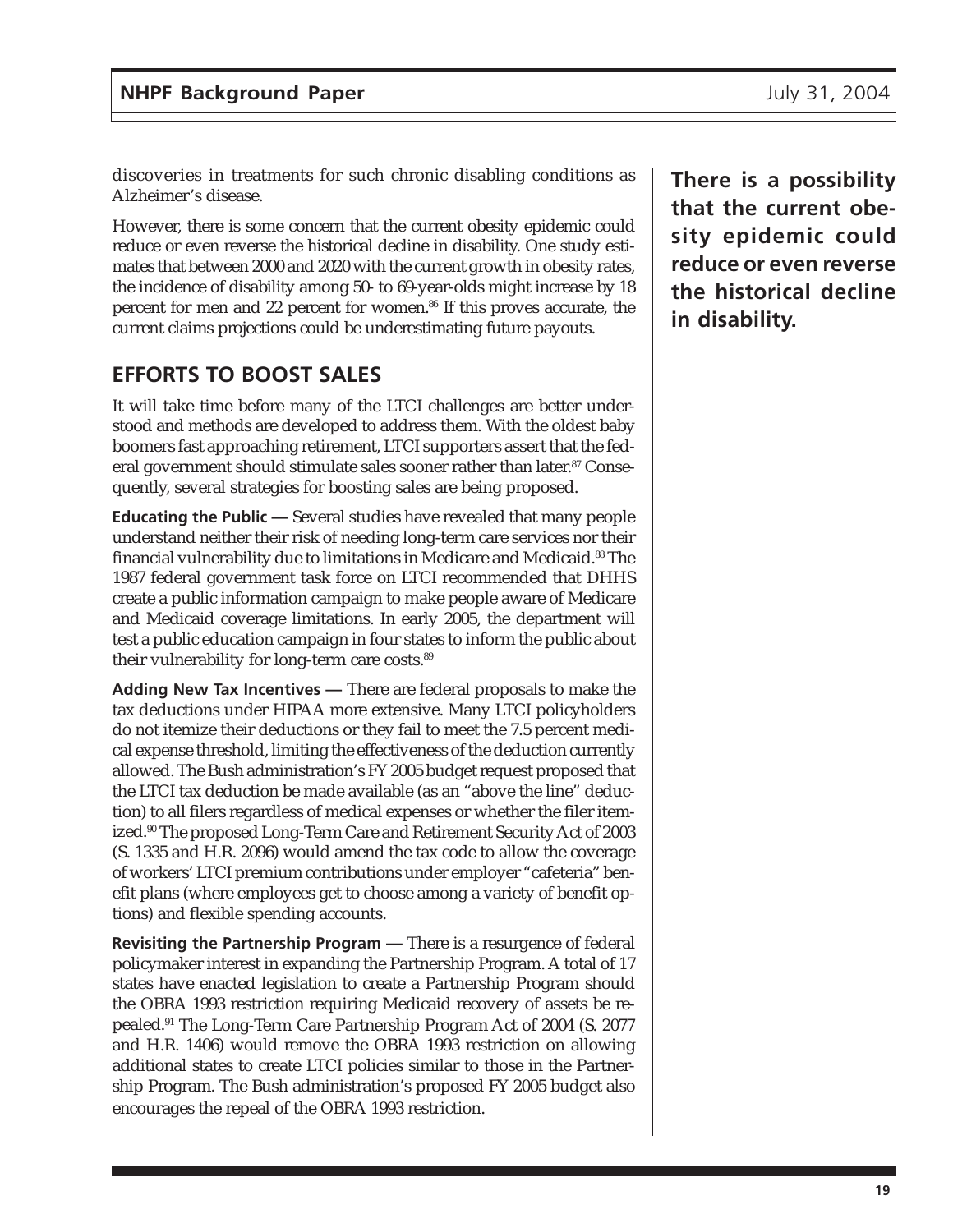discoveries in treatments for such chronic disabling conditions as Alzheimer's disease.

However, there is some concern that the current obesity epidemic could reduce or even reverse the historical decline in disability. One study estimates that between 2000 and 2020 with the current growth in obesity rates, the incidence of disability among 50- to 69-year-olds might increase by 18 percent for men and 22 percent for women.[86] If this proves accurate, the current claims projections could be underestimating future payouts.

**There is a possibility that the current obesity epidemic could reduce or even reverse the historical decline in disability.**

## EFFORTS TO BOOST SALES

It will take time before many of the LTCI challenges are better understood and methods are developed to address them. With the oldest baby boomers fast approaching retirement, LTCI supporters assert that the federal government should stimulate sales sooner rather than later.[87] Consequently, several strategies for boosting sales are being proposed.

**Educating the Public —** Several studies have revealed that many people understand neither their risk of needing long-term care services nor their financial vulnerability due to limitations in Medicare and Medicaid.[88] The 1987 federal government task force on LTCI recommended that DHHS create a public information campaign to make people aware of Medicare and Medicaid coverage limitations. In early 2005, the department will test a public education campaign in four states to inform the public about their vulnerability for long-term care costs.[89]

**Adding New Tax Incentives —** There are federal proposals to make the tax deductions under HIPAA more extensive. Many LTCI policyholders do not itemize their deductions or they fail to meet the 7.5 percent medical expense threshold, limiting the effectiveness of the deduction currently allowed. The Bush administration's FY 2005 budget request proposed that the LTCI tax deduction be made available (as an "above the line" deduction) to all filers regardless of medical expenses or whether the filer itemized.[90] The proposed Long-Term Care and Retirement Security Act of 2003 (S. 1335 and H.R. 2096) would amend the tax code to allow the coverage of workers' LTCI premium contributions under employer "cafeteria" benefit plans (where employees get to choose among a variety of benefit options) and flexible spending accounts.

**Revisiting the Partnership Program —** There is a resurgence of federal policymaker interest in expanding the Partnership Program. A total of 17 states have enacted legislation to create a Partnership Program should the OBRA 1993 restriction requiring Medicaid recovery of assets be repealed.[91] The Long-Term Care Partnership Program Act of 2004 (S. 2077 and H.R. 1406) would remove the OBRA 1993 restriction on allowing additional states to create LTCI policies similar to those in the Partnership Program. The Bush administration's proposed FY 2005 budget also encourages the repeal of the OBRA 1993 restriction.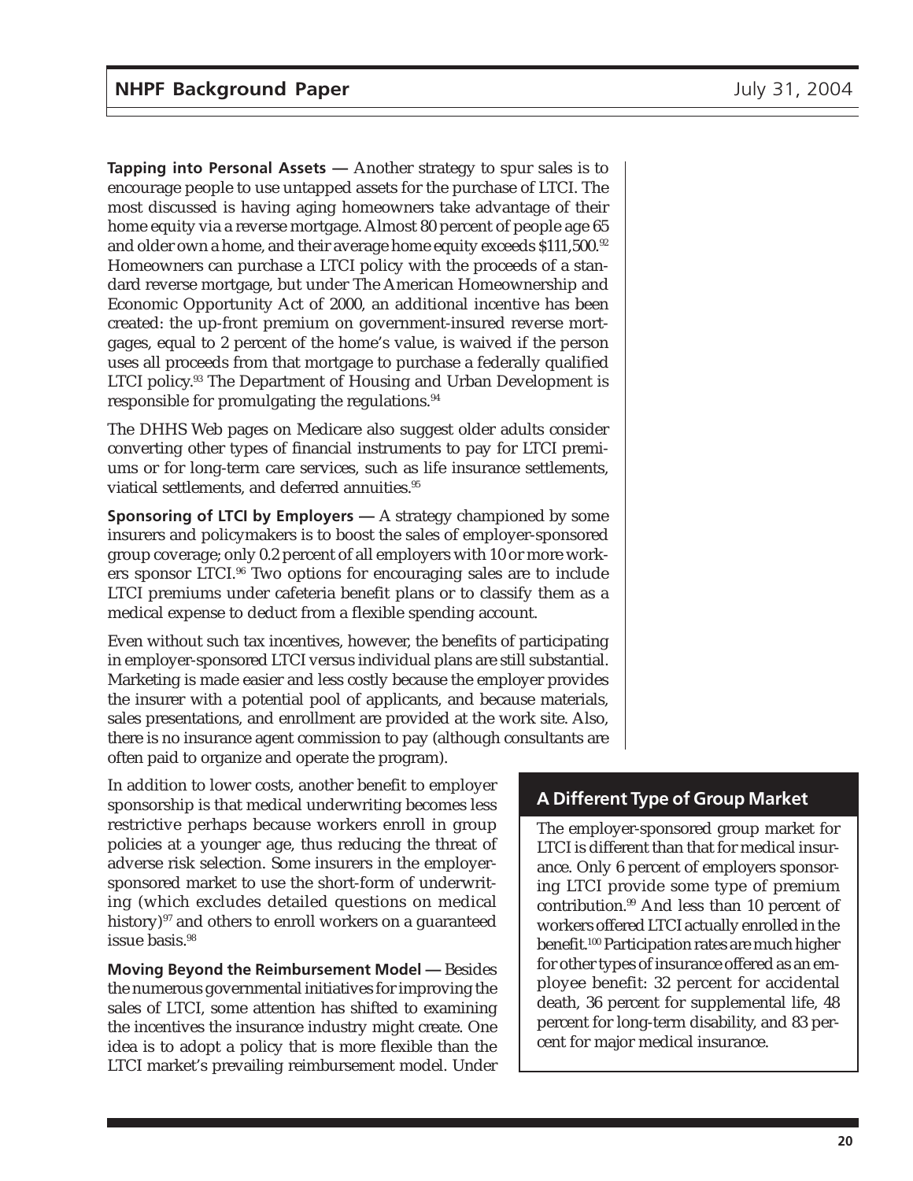**Tapping into Personal Assets —** Another strategy to spur sales is to encourage people to use untapped assets for the purchase of LTCI. The most discussed is having aging homeowners take advantage of their home equity via a reverse mortgage. Almost 80 percent of people age 65 and older own a home, and their average home equity exceeds $111,500.[92] Homeowners can purchase a LTCI policy with the proceeds of a standard reverse mortgage, but under The American Homeownership and Economic Opportunity Act of 2000, an additional incentive has been created: the up-front premium on government-insured reverse mortgages, equal to 2 percent of the home's value, is waived if the person uses all proceeds from that mortgage to purchase a federally qualified LTCI policy.[93] The Department of Housing and Urban Development is responsible for promulgating the regulations.[94]

The DHHS Web pages on Medicare also suggest older adults consider converting other types of financial instruments to pay for LTCI premiums or for long-term care services, such as life insurance settlements, viatical settlements, and deferred annuities.[95]

**Sponsoring of LTCI by Employers —** A strategy championed by some insurers and policymakers is to boost the sales of employer-sponsored group coverage; only 0.2 percent of all employers with 10 or more workers sponsor LTCI.[96] Two options for encouraging sales are to include LTCI premiums under cafeteria benefit plans or to classify them as a medical expense to deduct from a flexible spending account.

Even without such tax incentives, however, the benefits of participating in employer-sponsored LTCI versus individual plans are still substantial. Marketing is made easier and less costly because the employer provides the insurer with a potential pool of applicants, and because materials, sales presentations, and enrollment are provided at the work site. Also, there is no insurance agent commission to pay (although consultants are often paid to organize and operate the program).

In addition to lower costs, another benefit to employer sponsorship is that medical underwriting becomes less restrictive perhaps because workers enroll in group policies at a younger age, thus reducing the threat of adverse risk selection. Some insurers in the employer-sponsored market to use the short-form of underwriting (which excludes detailed questions on medical history)[97] and others to enroll workers on a guaranteed issue basis.[98]

**Moving Beyond the Reimbursement Model —** Besides the numerous governmental initiatives for improving the sales of LTCI, some attention has shifted to examining the incentives the insurance industry might create. One idea is to adopt a policy that is more flexible than the LTCI market's prevailing reimbursement model. Under

### A Different Type of Group Market

The employer-sponsored group market for LTCI is different than that for medical insurance. Only 6 percent of employers sponsoring LTCI provide some type of premium contribution.[99] And less than 10 percent of workers offered LTCI actually enrolled in the benefit.[100] Participation rates are much higher for other types of insurance offered as an employee benefit: 32 percent for accidental death, 36 percent for supplemental life, 48 percent for long-term disability, and 83 percent for major medical insurance.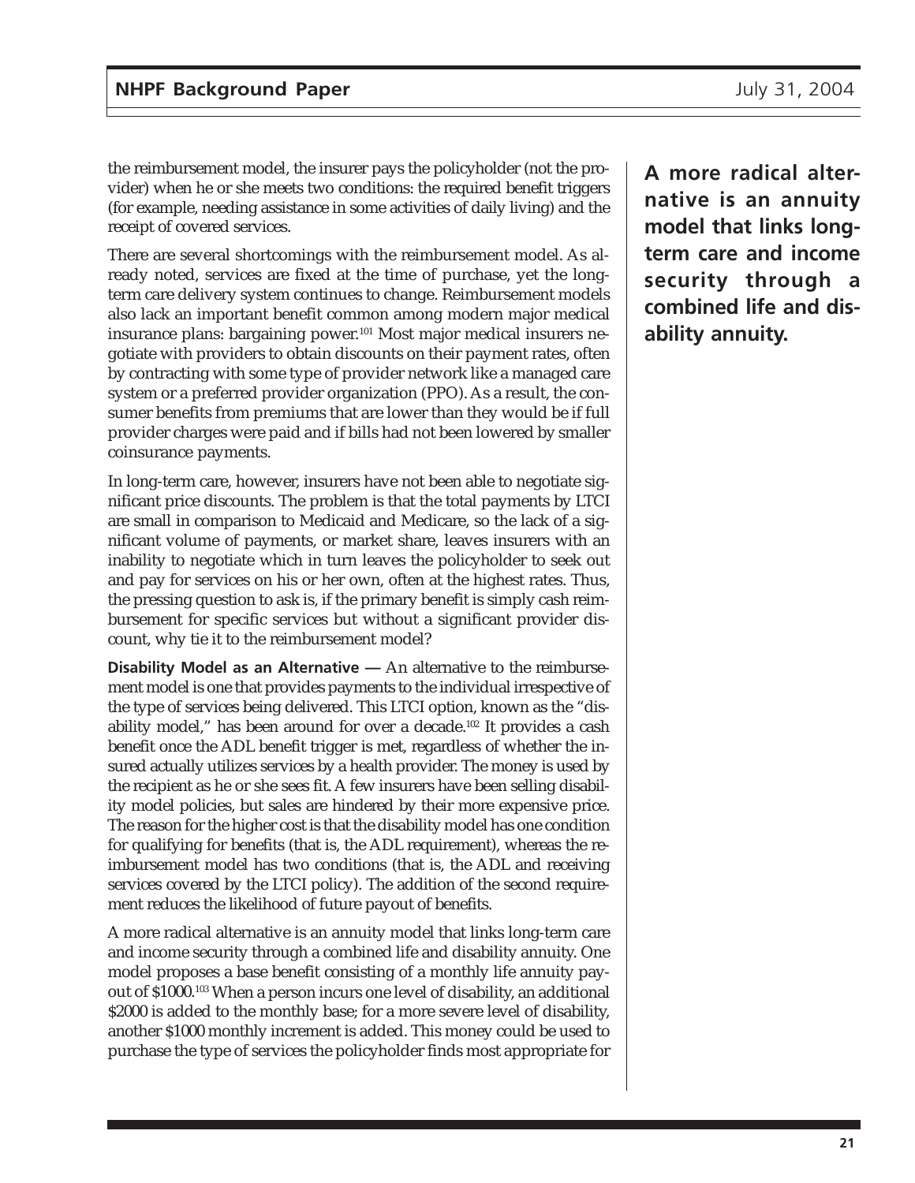the reimbursement model, the insurer pays the policyholder (not the provider) when he or she meets two conditions: the required benefit triggers (for example, needing assistance in some activities of daily living) and the receipt of covered services.

There are several shortcomings with the reimbursement model. As already noted, services are fixed at the time of purchase, yet the long-term care delivery system continues to change. Reimbursement models also lack an important benefit common among modern major medical insurance plans: bargaining power.[101] Most major medical insurers negotiate with providers to obtain discounts on their payment rates, often by contracting with some type of provider network like a managed care system or a preferred provider organization (PPO). As a result, the consumer benefits from premiums that are lower than they would be if full provider charges were paid and if bills had not been lowered by smaller coinsurance payments.

In long-term care, however, insurers have not been able to negotiate significant price discounts. The problem is that the total payments by LTCI are small in comparison to Medicaid and Medicare, so the lack of a significant volume of payments, or market share, leaves insurers with an inability to negotiate which in turn leaves the policyholder to seek out and pay for services on his or her own, often at the highest rates. Thus, the pressing question to ask is, if the primary benefit is simply cash reimbursement for specific services but without a significant provider discount, why tie it to the reimbursement model?

**Disability Model as an Alternative —** An alternative to the reimbursement model is one that provides payments to the individual irrespective of the type of services being delivered. This LTCI option, known as the "disability model," has been around for over a decade.[102] It provides a cash benefit once the ADL benefit trigger is met, regardless of whether the insured actually utilizes services by a health provider. The money is used by the recipient as he or she sees fit. A few insurers have been selling disability model policies, but sales are hindered by their more expensive price. The reason for the higher cost is that the disability model has one condition for qualifying for benefits (that is, the ADL requirement), whereas the reimbursement model has two conditions (that is, the ADL and receiving services covered by the LTCI policy). The addition of the second requirement reduces the likelihood of future payout of benefits.

**A more radical alternative is an annuity model that links long-term care and income security through a combined life and disability annuity.**

A more radical alternative is an annuity model that links long-term care and income security through a combined life and disability annuity. One model proposes a base benefit consisting of a monthly life annuity payout of $1000.[103] When a person incurs one level of disability, an additional $2000 is added to the monthly base; for a more severe level of disability, another $1000 monthly increment is added. This money could be used to purchase the type of services the policyholder finds most appropriate for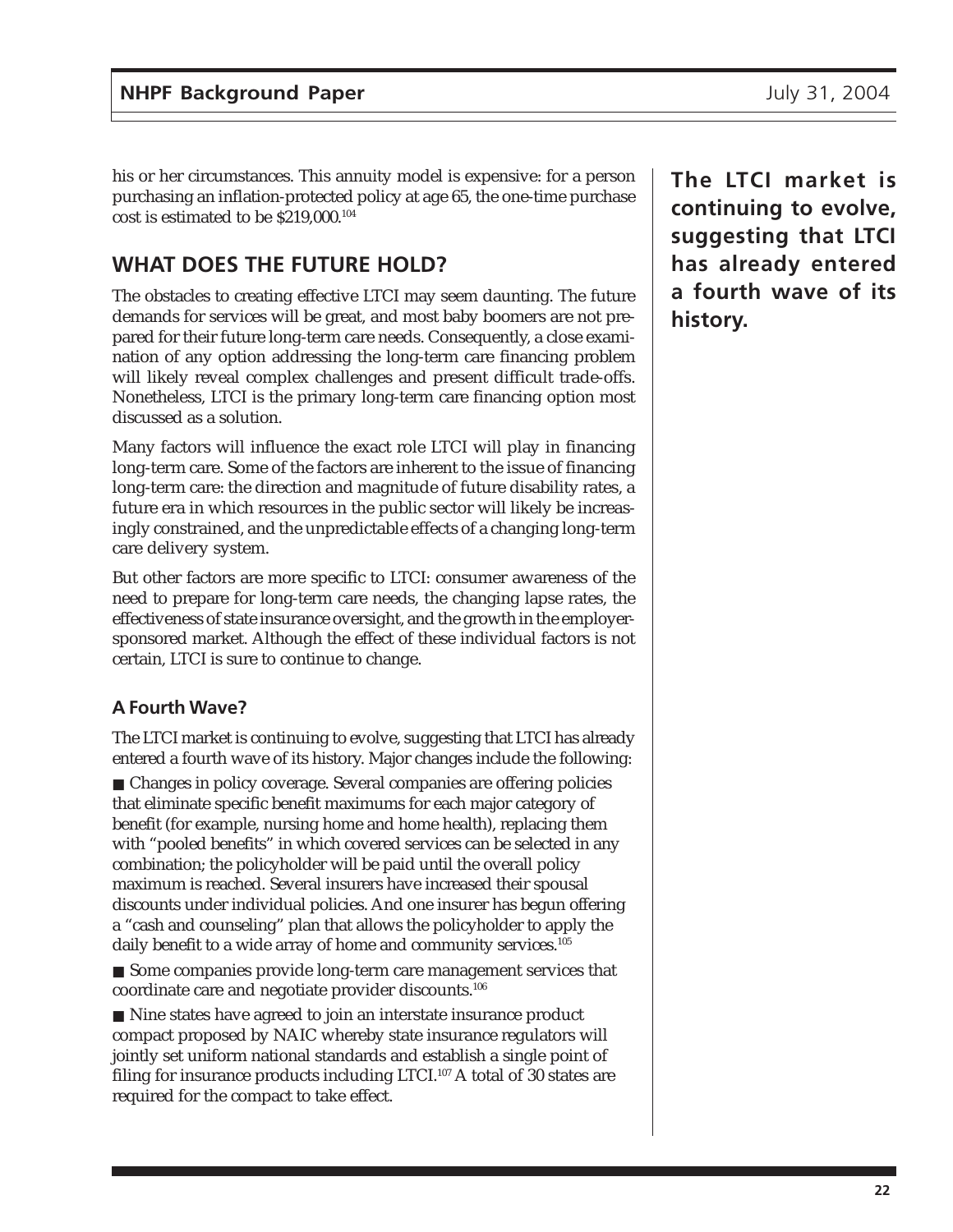his or her circumstances. This annuity model is expensive: for a person purchasing an inflation-protected policy at age 65, the one-time purchase cost is estimated to be $219,000.[104]

## WHAT DOES THE FUTURE HOLD?

The obstacles to creating effective LTCI may seem daunting. The future demands for services will be great, and most baby boomers are not prepared for their future long-term care needs. Consequently, a close examination of any option addressing the long-term care financing problem will likely reveal complex challenges and present difficult trade-offs. Nonetheless, LTCI is the primary long-term care financing option most discussed as a solution.

Many factors will influence the exact role LTCI will play in financing long-term care. Some of the factors are inherent to the issue of financing long-term care: the direction and magnitude of future disability rates, a future era in which resources in the public sector will likely be increasingly constrained, and the unpredictable effects of a changing long-term care delivery system.

But other factors are more specific to LTCI: consumer awareness of the need to prepare for long-term care needs, the changing lapse rates, the effectiveness of state insurance oversight, and the growth in the employer-sponsored market. Although the effect of these individual factors is not certain, LTCI is sure to continue to change.

**The LTCI market is continuing to evolve, suggesting that LTCI has already entered a fourth wave of its history.**

### A Fourth Wave?

The LTCI market is continuing to evolve, suggesting that LTCI has already entered a fourth wave of its history. Major changes include the following:

- Changes in policy coverage. Several companies are offering policies that eliminate specific benefit maximums for each major category of benefit (for example, nursing home and home health), replacing them with "pooled benefits" in which covered services can be selected in any combination; the policyholder will be paid until the overall policy maximum is reached. Several insurers have increased their spousal discounts under individual policies. And one insurer has begun offering a "cash and counseling" plan that allows the policyholder to apply the daily benefit to a wide array of home and community services.[105]
- Some companies provide long-term care management services that coordinate care and negotiate provider discounts.[106]
- Nine states have agreed to join an interstate insurance product compact proposed by NAIC whereby state insurance regulators will jointly set uniform national standards and establish a single point of filing for insurance products including LTCI.[107] A total of 30 states are required for the compact to take effect.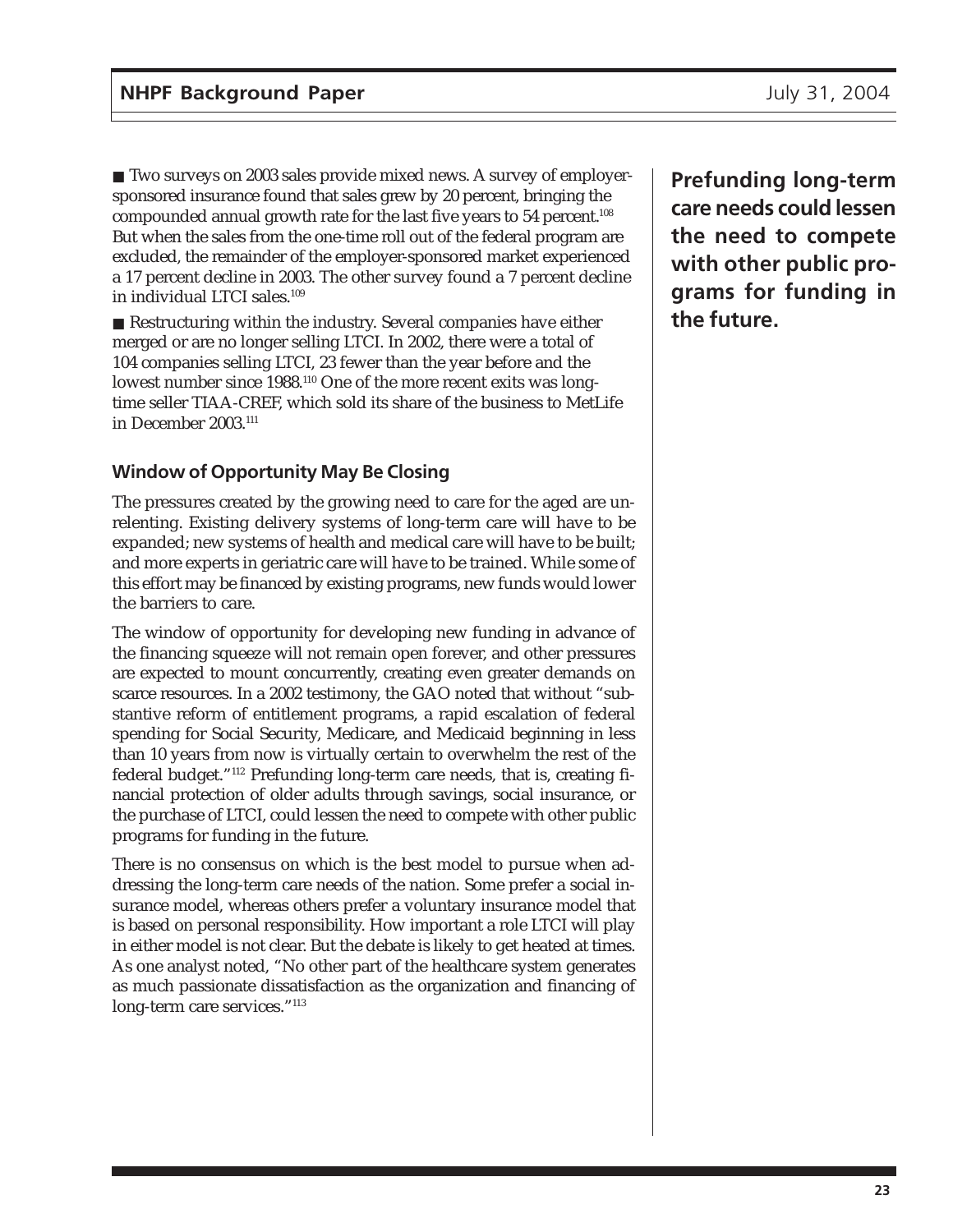■ Two surveys on 2003 sales provide mixed news. A survey of employer-sponsored insurance found that sales grew by 20 percent, bringing the compounded annual growth rate for the last five years to 54 percent.[108] But when the sales from the one-time roll out of the federal program are excluded, the remainder of the employer-sponsored market experienced a 17 percent decline in 2003. The other survey found a 7 percent decline in individual LTCI sales.[109]

■ Restructuring within the industry. Several companies have either merged or are no longer selling LTCI. In 2002, there were a total of 104 companies selling LTCI, 23 fewer than the year before and the lowest number since 1988.[110] One of the more recent exits was long-time seller TIAA-CREF, which sold its share of the business to MetLife in December 2003.[111]

### Window of Opportunity May Be Closing

The pressures created by the growing need to care for the aged are unrelenting. Existing delivery systems of long-term care will have to be expanded; new systems of health and medical care will have to be built; and more experts in geriatric care will have to be trained. While some of this effort may be financed by existing programs, new funds would lower the barriers to care.

The window of opportunity for developing new funding in advance of the financing squeeze will not remain open forever, and other pressures are expected to mount concurrently, creating even greater demands on scarce resources. In a 2002 testimony, the GAO noted that without "substantive reform of entitlement programs, a rapid escalation of federal spending for Social Security, Medicare, and Medicaid beginning in less than 10 years from now is virtually certain to overwhelm the rest of the federal budget."[112] Prefunding long-term care needs, that is, creating financial protection of older adults through savings, social insurance, or the purchase of LTCI, could lessen the need to compete with other public programs for funding in the future.

**Prefunding long-term care needs could lessen the need to compete with other public programs for funding in the future.**

There is no consensus on which is the best model to pursue when addressing the long-term care needs of the nation. Some prefer a social insurance model, whereas others prefer a voluntary insurance model that is based on personal responsibility. How important a role LTCI will play in either model is not clear. But the debate is likely to get heated at times. As one analyst noted, "No other part of the healthcare system generates as much passionate dissatisfaction as the organization and financing of long-term care services."[113]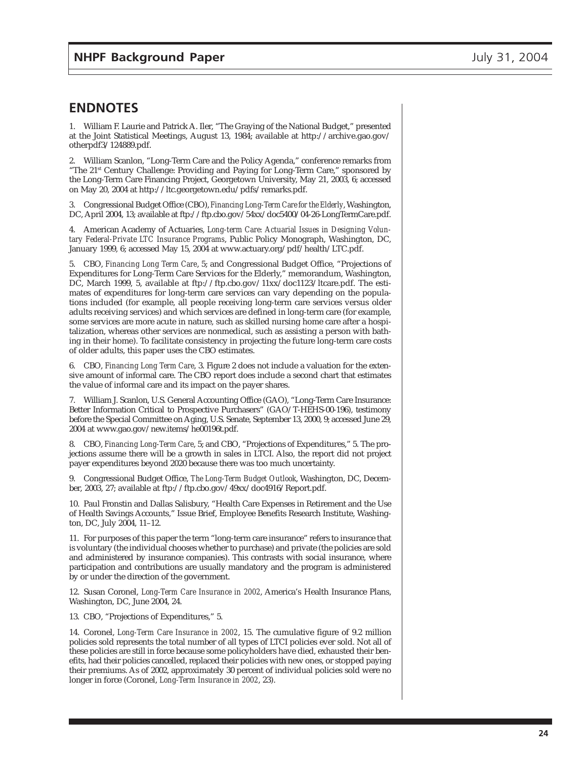## ENDNOTES

1. William F. Laurie and Patrick A. Iler, "The Graying of the National Budget," presented at the Joint Statistical Meetings, August 13, 1984; available at http://archive.gao.gov/otherpdf3/124889.pdf.

2. William Scanlon, "Long-Term Care and the Policy Agenda," conference remarks from "The 21st Century Challenge: Providing and Paying for Long-Term Care," sponsored by the Long-Term Care Financing Project, Georgetown University, May 21, 2003, 6; accessed on May 20, 2004 at http://ltc.georgetown.edu/pdfs/remarks.pdf.

3. Congressional Budget Office (CBO), *Financing Long-Term Care for the Elderly*, Washington, DC, April 2004, 13; available at ftp://ftp.cbo.gov/54xx/doc5400/04-26-LongTermCare.pdf.

4. American Academy of Actuaries, *Long-term Care: Actuarial Issues in Designing Voluntary Federal-Private LTC Insurance Programs*, Public Policy Monograph, Washington, DC, January 1999, 6; accessed May 15, 2004 at www.actuary.org/pdf/health/LTC.pdf.

5. CBO, *Financing Long Term Care*, 5; and Congressional Budget Office, "Projections of Expenditures for Long-Term Care Services for the Elderly," memorandum, Washington, DC, March 1999, 5, available at ftp://ftp.cbo.gov/11xx/doc1123/ltcare.pdf. The estimates of expenditures for long-term care services can vary depending on the populations included (for example, all people receiving long-term care services versus older adults receiving services) and which services are defined in long-term care (for example, some services are more acute in nature, such as skilled nursing home care after a hospitalization, whereas other services are nonmedical, such as assisting a person with bathing in their home). To facilitate consistency in projecting the future long-term care costs of older adults, this paper uses the CBO estimates.

6. CBO, *Financing Long Term Care*, 3. Figure 2 does not include a valuation for the extensive amount of informal care. The CBO report does include a second chart that estimates the value of informal care and its impact on the payer shares.

7. William J. Scanlon, U.S. General Accounting Office (GAO), "Long-Term Care Insurance: Better Information Critical to Prospective Purchasers" (GAO/T-HEHS-00-196), testimony before the Special Committee on Aging, U.S. Senate, September 13, 2000, 9; accessed June 29, 2004 at www.gao.gov/new.items/he00196t.pdf.

8. CBO, *Financing Long-Term Care*, 5; and CBO, "Projections of Expenditures," 5. The projections assume there will be a growth in sales in LTCI. Also, the report did not project payer expenditures beyond 2020 because there was too much uncertainty.

9. Congressional Budget Office, *The Long-Term Budget Outlook*, Washington, DC, December, 2003, 27; available at ftp://ftp.cbo.gov/49xx/doc4916/Report.pdf.

10. Paul Fronstin and Dallas Salisbury, "Health Care Expenses in Retirement and the Use of Health Savings Accounts," Issue Brief, Employee Benefits Research Institute, Washington, DC, July 2004, 11–12.

11. For purposes of this paper the term "long-term care insurance" refers to insurance that is voluntary (the individual chooses whether to purchase) and private (the policies are sold and administered by insurance companies). This contrasts with social insurance, where participation and contributions are usually mandatory and the program is administered by or under the direction of the government.

12. Susan Coronel, *Long-Term Care Insurance in 2002*, America's Health Insurance Plans, Washington, DC, June 2004, 24.

13. CBO, "Projections of Expenditures," 5.

14. Coronel, *Long-Term Care Insurance in 2002*, 15. The cumulative figure of 9.2 million policies sold represents the total number of all types of LTCI policies ever sold. Not all of these policies are still in force because some policyholders have died, exhausted their benefits, had their policies cancelled, replaced their policies with new ones, or stopped paying their premiums. As of 2002, approximately 30 percent of individual policies sold were no longer in force (Coronel, *Long-Term Insurance in 2002*, 23).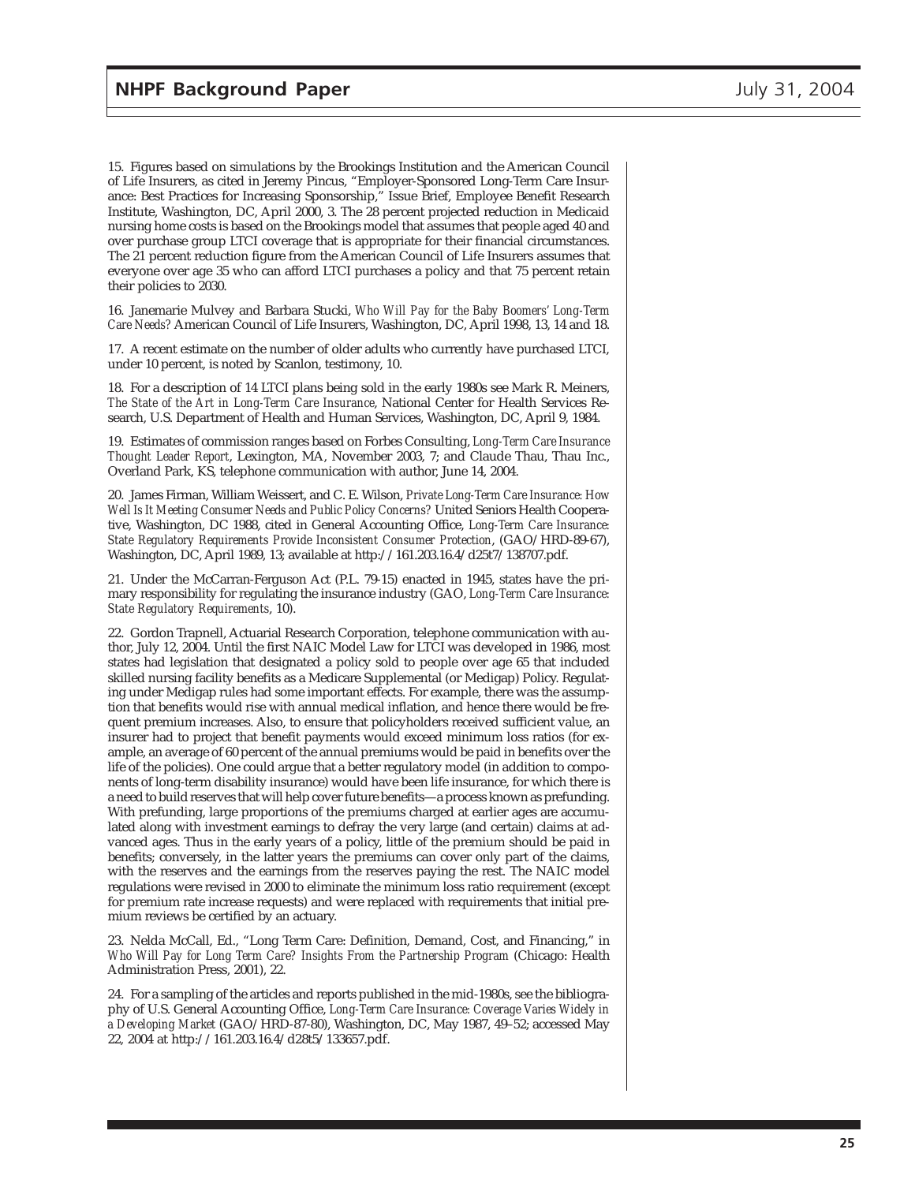15. Figures based on simulations by the Brookings Institution and the American Council of Life Insurers, as cited in Jeremy Pincus, "Employer-Sponsored Long-Term Care Insurance: Best Practices for Increasing Sponsorship," Issue Brief, Employee Benefit Research Institute, Washington, DC, April 2000, 3. The 28 percent projected reduction in Medicaid nursing home costs is based on the Brookings model that assumes that people aged 40 and over purchase group LTCI coverage that is appropriate for their financial circumstances. The 21 percent reduction figure from the American Council of Life Insurers assumes that everyone over age 35 who can afford LTCI purchases a policy and that 75 percent retain their policies to 2030.

16. Janemarie Mulvey and Barbara Stucki, *Who Will Pay for the Baby Boomers' Long-Term Care Needs?* American Council of Life Insurers, Washington, DC, April 1998, 13, 14 and 18.

17. A recent estimate on the number of older adults who currently have purchased LTCI, under 10 percent, is noted by Scanlon, testimony, 10.

18. For a description of 14 LTCI plans being sold in the early 1980s see Mark R. Meiners, *The State of the Art in Long-Term Care Insurance*, National Center for Health Services Research, U.S. Department of Health and Human Services, Washington, DC, April 9, 1984.

19. Estimates of commission ranges based on Forbes Consulting, *Long-Term Care Insurance Thought Leader Report*, Lexington, MA, November 2003, 7; and Claude Thau, Thau Inc., Overland Park, KS, telephone communication with author, June 14, 2004.

20. James Firman, William Weissert, and C. E. Wilson, *Private Long-Term Care Insurance: How Well Is It Meeting Consumer Needs and Public Policy Concerns?* United Seniors Health Cooperative, Washington, DC 1988, cited in General Accounting Office, *Long-Term Care Insurance: State Regulatory Requirements Provide Inconsistent Consumer Protection*, (GAO/HRD-89-67), Washington, DC, April 1989, 13; available at http://161.203.16.4/d25t7/138707.pdf.

21. Under the McCarran-Ferguson Act (P.L. 79-15) enacted in 1945, states have the primary responsibility for regulating the insurance industry (GAO, *Long-Term Care Insurance: State Regulatory Requirements*, 10).

22. Gordon Trapnell, Actuarial Research Corporation, telephone communication with author, July 12, 2004. Until the first NAIC Model Law for LTCI was developed in 1986, most states had legislation that designated a policy sold to people over age 65 that included skilled nursing facility benefits as a Medicare Supplemental (or Medigap) Policy. Regulating under Medigap rules had some important effects. For example, there was the assumption that benefits would rise with annual medical inflation, and hence there would be frequent premium increases. Also, to ensure that policyholders received sufficient value, an insurer had to project that benefit payments would exceed minimum loss ratios (for example, an average of 60 percent of the annual premiums would be paid in benefits over the life of the policies). One could argue that a better regulatory model (in addition to components of long-term disability insurance) would have been life insurance, for which there is a need to build reserves that will help cover future benefits—a process known as prefunding. With prefunding, large proportions of the premiums charged at earlier ages are accumulated along with investment earnings to defray the very large (and certain) claims at advanced ages. Thus in the early years of a policy, little of the premium should be paid in benefits; conversely, in the latter years the premiums can cover only part of the claims, with the reserves and the earnings from the reserves paying the rest. The NAIC model regulations were revised in 2000 to eliminate the minimum loss ratio requirement (except for premium rate increase requests) and were replaced with requirements that initial premium reviews be certified by an actuary.

23. Nelda McCall, Ed., "Long Term Care: Definition, Demand, Cost, and Financing," in *Who Will Pay for Long Term Care? Insights From the Partnership Program* (Chicago: Health Administration Press, 2001), 22.

24. For a sampling of the articles and reports published in the mid-1980s, see the bibliography of U.S. General Accounting Office, *Long-Term Care Insurance: Coverage Varies Widely in a Developing Market* (GAO/HRD-87-80), Washington, DC, May 1987, 49–52; accessed May 22, 2004 at http://161.203.16.4/d28t5/133657.pdf.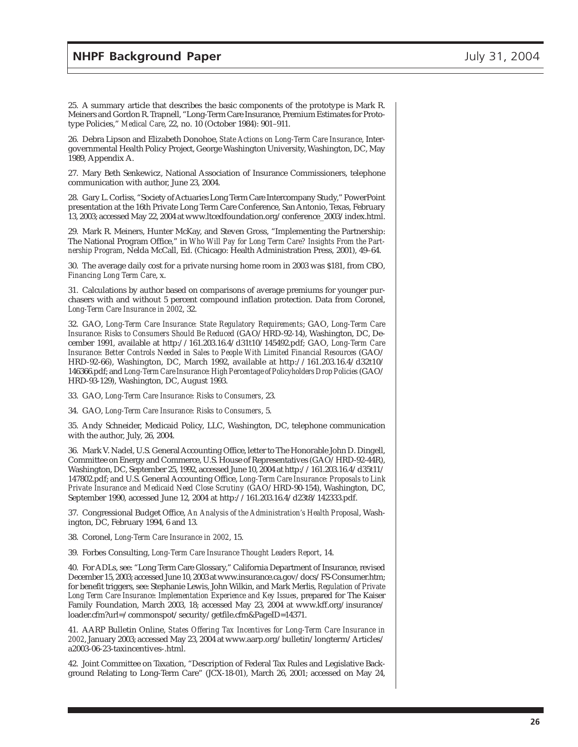25. A summary article that describes the basic components of the prototype is Mark R. Meiners and Gordon R. Trapnell, "Long-Term Care Insurance, Premium Estimates for Prototype Policies," *Medical Care*, 22, no. 10 (October 1984): 901–911.

26. Debra Lipson and Elizabeth Donohoe, *State Actions on Long-Term Care Insurance*, Intergovernmental Health Policy Project, George Washington University, Washington, DC, May 1989, Appendix A.

27. Mary Beth Senkewicz, National Association of Insurance Commissioners, telephone communication with author, June 23, 2004.

28. Gary L. Corliss, "Society of Actuaries Long Term Care Intercompany Study," PowerPoint presentation at the 16th Private Long Term Care Conference, San Antonio, Texas, February 13, 2003; accessed May 22, 2004 at www.ltcedfoundation.org/conference_2003/index.html.

29. Mark R. Meiners, Hunter McKay, and Steven Gross, "Implementing the Partnership: The National Program Office," in *Who Will Pay for Long Term Care? Insights From the Partnership Program*, Nelda McCall, Ed. (Chicago: Health Administration Press, 2001), 49–64.

30. The average daily cost for a private nursing home room in 2003 was $181, from CBO, *Financing Long Term Care*, x.

31. Calculations by author based on comparisons of average premiums for younger purchasers with and without 5 percent compound inflation protection. Data from Coronel, *Long-Term Care Insurance in 2002*, 32.

32. GAO, *Long-Term Care Insurance: State Regulatory Requirements*; GAO, *Long-Term Care Insurance: Risks to Consumers Should Be Reduced* (GAO/HRD-92-14), Washington, DC, December 1991, available at http://161.203.16.4/d31t10/145492.pdf; GAO, *Long-Term Care Insurance: Better Controls Needed in Sales to People With Limited Financial Resources* (GAO/HRD-92-66), Washington, DC, March 1992, available at http://161.203.16.4/d32t10/146366.pdf; and *Long-Term Care Insurance: High Percentage of Policyholders Drop Policies* (GAO/HRD-93-129), Washington, DC, August 1993.

33. GAO, *Long-Term Care Insurance: Risks to Consumers*, 23.

34. GAO, *Long-Term Care Insurance: Risks to Consumers*, 5.

35. Andy Schneider, Medicaid Policy, LLC, Washington, DC, telephone communication with the author, July, 26, 2004.

36. Mark V. Nadel, U.S. General Accounting Office, letter to The Honorable John D. Dingell, Committee on Energy and Commerce, U.S. House of Representatives (GAO/HRD-92-44R), Washington, DC, September 25, 1992, accessed June 10, 2004 at http://161.203.16.4/d35t11/147802.pdf; and U.S. General Accounting Office, *Long-Term Care Insurance: Proposals to Link Private Insurance and Medicaid Need Close Scrutiny* (GAO/HRD-90-154), Washington, DC, September 1990, accessed June 12, 2004 at http://161.203.16.4/d23t8/142333.pdf.

37. Congressional Budget Office, *An Analysis of the Administration's Health Proposal*, Washington, DC, February 1994, 6 and 13.

38. Coronel, *Long-Term Care Insurance in 2002*, 15.

39. Forbes Consulting, *Long-Term Care Insurance Thought Leaders Report*, 14.

40. For ADLs, see: "Long Term Care Glossary," California Department of Insurance, revised December 15, 2003; accessed June 10, 2003 at www.insurance.ca.gov/docs/FS-Consumer.htm; for benefit triggers, see: Stephanie Lewis, John Wilkin, and Mark Merlis, *Regulation of Private Long Term Care Insurance: Implementation Experience and Key Issues*, prepared for The Kaiser Family Foundation, March 2003, 18; accessed May 23, 2004 at www.kff.org/insurance/loader.cfm?url=/commonspot/security/getfile.cfm&PageID=14371.

41. AARP Bulletin Online, *States Offering Tax Incentives for Long-Term Care Insurance in 2002*, January 2003; accessed May 23, 2004 at www.aarp.org/bulletin/longterm/Articles/a2003-06-23-taxincentives-.html.

42. Joint Committee on Taxation, "Description of Federal Tax Rules and Legislative Background Relating to Long-Term Care" (JCX-18-01), March 26, 2001; accessed on May 24,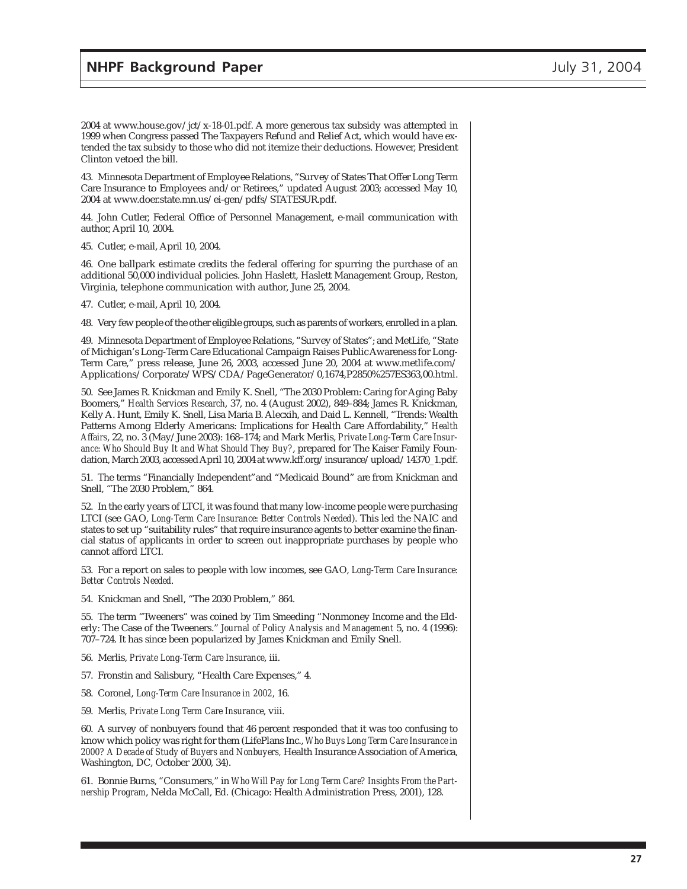2004 at www.house.gov/jct/x-18-01.pdf. A more generous tax subsidy was attempted in 1999 when Congress passed The Taxpayers Refund and Relief Act, which would have extended the tax subsidy to those who did not itemize their deductions. However, President Clinton vetoed the bill.

43. Minnesota Department of Employee Relations, "Survey of States That Offer Long Term Care Insurance to Employees and/or Retirees," updated August 2003; accessed May 10, 2004 at www.doer.state.mn.us/ei-gen/pdfs/STATESUR.pdf.

44. John Cutler, Federal Office of Personnel Management, e-mail communication with author, April 10, 2004.

45. Cutler, e-mail, April 10, 2004.

46. One ballpark estimate credits the federal offering for spurring the purchase of an additional 50,000 individual policies. John Haslett, Haslett Management Group, Reston, Virginia, telephone communication with author, June 25, 2004.

47. Cutler, e-mail, April 10, 2004.

48. Very few people of the other eligible groups, such as parents of workers, enrolled in a plan.

49. Minnesota Department of Employee Relations, "Survey of States"; and MetLife, "State of Michigan's Long-Term Care Educational Campaign Raises Public Awareness for Long-Term Care," press release, June 26, 2003, accessed June 20, 2004 at www.metlife.com/Applications/Corporate/WPS/CDA/PageGenerator/0,1674,P2850%257ES363,00.html.

50. See James R. Knickman and Emily K. Snell, "The 2030 Problem: Caring for Aging Baby Boomers," *Health Services Research*, 37, no. 4 (August 2002), 849–884; James R. Knickman, Kelly A. Hunt, Emily K. Snell, Lisa Maria B. Alecxih, and Daid L. Kennell, "Trends: Wealth Patterns Among Elderly Americans: Implications for Health Care Affordability," *Health Affairs*, 22, no. 3 (May/June 2003): 168–174; and Mark Merlis, *Private Long-Term Care Insurance: Who Should Buy It and What Should They Buy?*, prepared for The Kaiser Family Foundation, March 2003, accessed April 10, 2004 at www.kff.org/insurance/upload/14370_1.pdf.

51. The terms "Financially Independent"and "Medicaid Bound" are from Knickman and Snell, "The 2030 Problem," 864.

52. In the early years of LTCI, it was found that many low-income people were purchasing LTCI (see GAO, *Long-Term Care Insurance: Better Controls Needed*). This led the NAIC and states to set up "suitability rules" that require insurance agents to better examine the financial status of applicants in order to screen out inappropriate purchases by people who cannot afford LTCI.

53. For a report on sales to people with low incomes, see GAO, *Long-Term Care Insurance: Better Controls Needed*.

54. Knickman and Snell, "The 2030 Problem," 864.

55. The term "Tweeners" was coined by Tim Smeeding "Nonmoney Income and the Elderly: The Case of the Tweeners." *Journal of Policy Analysis and Management* 5, no. 4 (1996): 707–724. It has since been popularized by James Knickman and Emily Snell.

56. Merlis, *Private Long-Term Care Insurance*, iii.

57. Fronstin and Salisbury, "Health Care Expenses," 4.

58. Coronel, *Long-Term Care Insurance in 2002*, 16.

59. Merlis, *Private Long Term Care Insurance*, viii.

60. A survey of nonbuyers found that 46 percent responded that it was too confusing to know which policy was right for them (LifePlans Inc., *Who Buys Long Term Care Insurance in 2000? A Decade of Study of Buyers and Nonbuyers,* Health Insurance Association of America, Washington, DC, October 2000, 34).

61. Bonnie Burns, "Consumers," in *Who Will Pay for Long Term Care? Insights From the Partnership Program*, Nelda McCall, Ed. (Chicago: Health Administration Press, 2001), 128.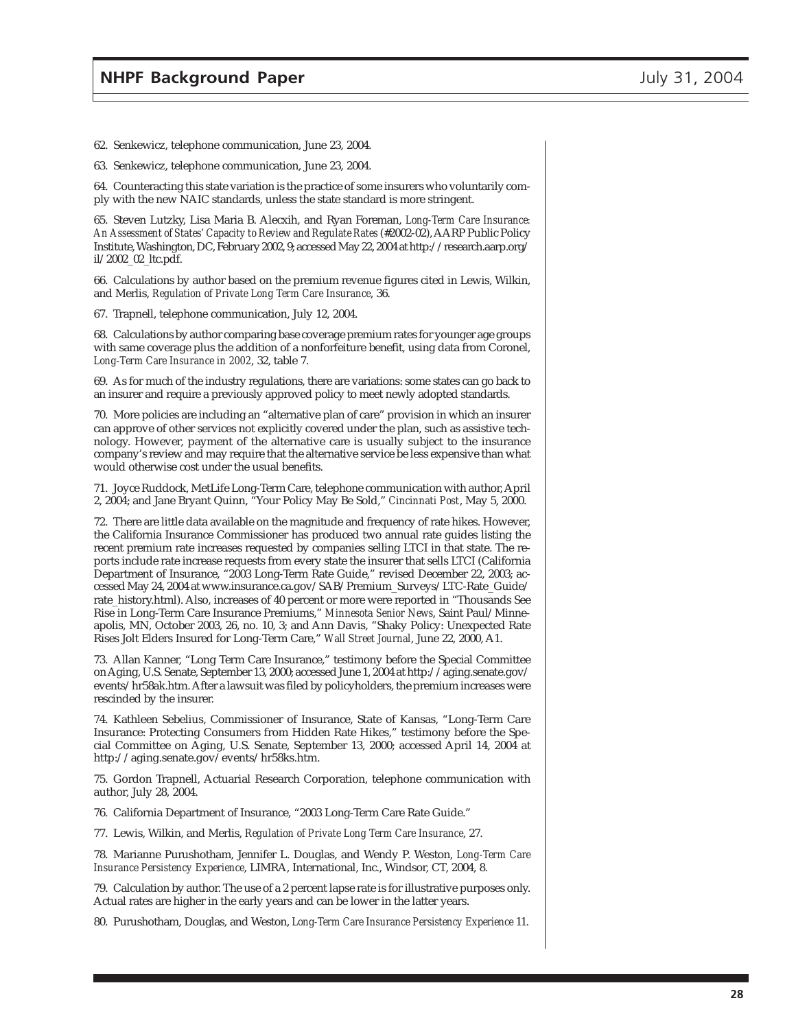62. Senkewicz, telephone communication, June 23, 2004.

63. Senkewicz, telephone communication, June 23, 2004.

64. Counteracting this state variation is the practice of some insurers who voluntarily comply with the new NAIC standards, unless the state standard is more stringent.

65. Steven Lutzky, Lisa Maria B. Alecxih, and Ryan Foreman, *Long-Term Care Insurance: An Assessment of States' Capacity to Review and Regulate Rates* (#2002-02), AARP Public Policy Institute, Washington, DC, February 2002, 9; accessed May 22, 2004 at http://research.aarp.org/il/2002_02_ltc.pdf.

66. Calculations by author based on the premium revenue figures cited in Lewis, Wilkin, and Merlis, *Regulation of Private Long Term Care Insurance*, 36.

67. Trapnell, telephone communication, July 12, 2004.

68. Calculations by author comparing base coverage premium rates for younger age groups with same coverage plus the addition of a nonforfeiture benefit, using data from Coronel, *Long-Term Care Insurance in 2002*, 32, table 7.

69. As for much of the industry regulations, there are variations: some states can go back to an insurer and require a previously approved policy to meet newly adopted standards.

70. More policies are including an "alternative plan of care" provision in which an insurer can approve of other services not explicitly covered under the plan, such as assistive technology. However, payment of the alternative care is usually subject to the insurance company's review and may require that the alternative service be less expensive than what would otherwise cost under the usual benefits.

71. Joyce Ruddock, MetLife Long-Term Care, telephone communication with author, April 2, 2004; and Jane Bryant Quinn, "Your Policy May Be Sold," *Cincinnati Post*, May 5, 2000.

72. There are little data available on the magnitude and frequency of rate hikes. However, the California Insurance Commissioner has produced two annual rate guides listing the recent premium rate increases requested by companies selling LTCI in that state. The reports include rate increase requests from every state the insurer that sells LTCI (California Department of Insurance, "2003 Long-Term Rate Guide," revised December 22, 2003; accessed May 24, 2004 at www.insurance.ca.gov/SAB/Premium_Surveys/LTC-Rate_Guide/rate_history.html). Also, increases of 40 percent or more were reported in "Thousands See Rise in Long-Term Care Insurance Premiums," *Minnesota Senior News*, Saint Paul/Minneapolis, MN, October 2003, 26, no. 10, 3; and Ann Davis, "Shaky Policy: Unexpected Rate Rises Jolt Elders Insured for Long-Term Care," *Wall Street Journal*, June 22, 2000, A1.

73. Allan Kanner, "Long Term Care Insurance," testimony before the Special Committee on Aging, U.S. Senate, September 13, 2000; accessed June 1, 2004 at http://aging.senate.gov/events/hr58ak.htm. After a lawsuit was filed by policyholders, the premium increases were rescinded by the insurer.

74. Kathleen Sebelius, Commissioner of Insurance, State of Kansas, "Long-Term Care Insurance: Protecting Consumers from Hidden Rate Hikes," testimony before the Special Committee on Aging, U.S. Senate, September 13, 2000; accessed April 14, 2004 at http://aging.senate.gov/events/hr58ks.htm.

75. Gordon Trapnell, Actuarial Research Corporation, telephone communication with author, July 28, 2004.

76. California Department of Insurance, "2003 Long-Term Care Rate Guide."

77. Lewis, Wilkin, and Merlis, *Regulation of Private Long Term Care Insurance*, 27.

78. Marianne Purushotham, Jennifer L. Douglas, and Wendy P. Weston, *Long-Term Care Insurance Persistency Experience*, LIMRA, International, Inc., Windsor, CT, 2004, 8.

79. Calculation by author. The use of a 2 percent lapse rate is for illustrative purposes only. Actual rates are higher in the early years and can be lower in the latter years.

80. Purushotham, Douglas, and Weston, *Long-Term Care Insurance Persistency Experience* 11.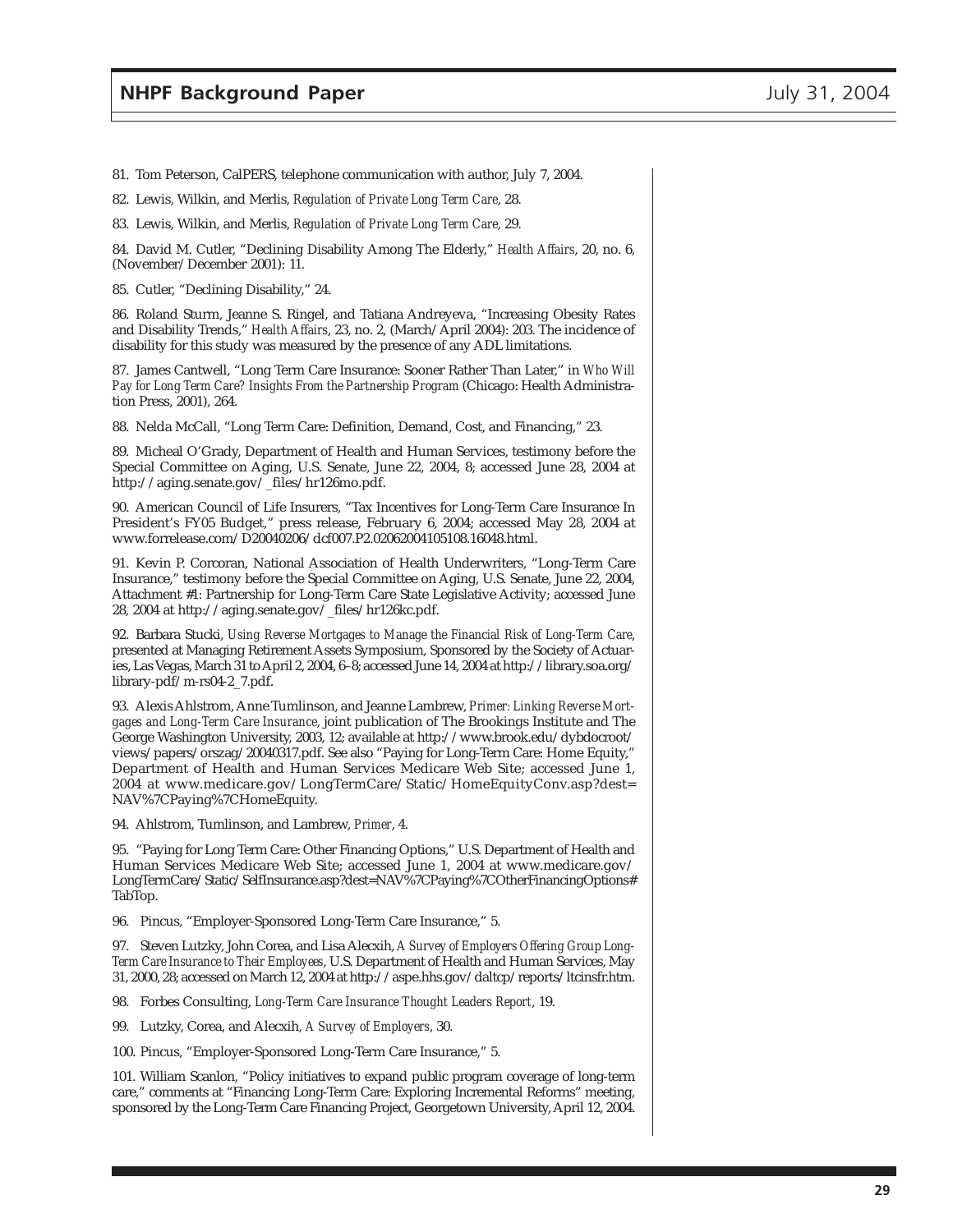81. Tom Peterson, CalPERS, telephone communication with author, July 7, 2004.

82. Lewis, Wilkin, and Merlis, *Regulation of Private Long Term Care*, 28.

83. Lewis, Wilkin, and Merlis, *Regulation of Private Long Term Care*, 29.

84. David M. Cutler, "Declining Disability Among The Elderly," *Health Affairs*, 20, no. 6, (November/December 2001): 11.

85. Cutler, "Declining Disability," 24.

86. Roland Sturm, Jeanne S. Ringel, and Tatiana Andreyeva, "Increasing Obesity Rates and Disability Trends," *Health Affairs*, 23, no. 2, (March/April 2004): 203. The incidence of disability for this study was measured by the presence of any ADL limitations.

87. James Cantwell, "Long Term Care Insurance: Sooner Rather Than Later," in *Who Will Pay for Long Term Care? Insights From the Partnership Program* (Chicago: Health Administration Press, 2001), 264.

88. Nelda McCall, "Long Term Care: Definition, Demand, Cost, and Financing," 23.

89. Micheal O'Grady, Department of Health and Human Services, testimony before the Special Committee on Aging, U.S. Senate, June 22, 2004, 8; accessed June 28, 2004 at http://aging.senate.gov/_files/hr126mo.pdf.

90. American Council of Life Insurers, "Tax Incentives for Long-Term Care Insurance In President's FY05 Budget," press release, February 6, 2004; accessed May 28, 2004 at www.forrelease.com/D20040206/dcf007.P2.02062004105108.16048.html.

91. Kevin P. Corcoran, National Association of Health Underwriters, "Long-Term Care Insurance," testimony before the Special Committee on Aging, U.S. Senate, June 22, 2004, Attachment #1: Partnership for Long-Term Care State Legislative Activity; accessed June 28, 2004 at http://aging.senate.gov/_files/hr126kc.pdf.

92. Barbara Stucki, *Using Reverse Mortgages to Manage the Financial Risk of Long-Term Care*, presented at Managing Retirement Assets Symposium, Sponsored by the Society of Actuaries, Las Vegas, March 31 to April 2, 2004, 6–8; accessed June 14, 2004 at http://library.soa.org/library-pdf/m-rs04-2_7.pdf.

93. Alexis Ahlstrom, Anne Tumlinson, and Jeanne Lambrew, *Primer: Linking Reverse Mortgages and Long-Term Care Insurance*, joint publication of The Brookings Institute and The George Washington University, 2003, 12; available at http://www.brook.edu/dybdocroot/views/papers/orszag/20040317.pdf. See also "Paying for Long-Term Care: Home Equity," Department of Health and Human Services Medicare Web Site; accessed June 1, 2004 at www.medicare.gov/LongTermCare/Static/HomeEquityConv.asp?dest=NAV%7CPaying%7CHomeEquity.

94. Ahlstrom, Tumlinson, and Lambrew, *Primer*, 4.

95. "Paying for Long Term Care: Other Financing Options," U.S. Department of Health and Human Services Medicare Web Site; accessed June 1, 2004 at www.medicare.gov/LongTermCare/Static/SelfInsurance.asp?dest=NAV%7CPaying%7COtherFinancingOptions#TabTop.

96. Pincus, "Employer-Sponsored Long-Term Care Insurance," 5.

97. Steven Lutzky, John Corea, and Lisa Alecxih, *A Survey of Employers Offering Group Long-Term Care Insurance to Their Employees*, U.S. Department of Health and Human Services, May 31, 2000, 28; accessed on March 12, 2004 at http://aspe.hhs.gov/daltcp/reports/ltcinsfr.htm.

98. Forbes Consulting, *Long-Term Care Insurance Thought Leaders Report*, 19.

99. Lutzky, Corea, and Alecxih, *A Survey of Employers*, 30.

100. Pincus, "Employer-Sponsored Long-Term Care Insurance," 5.

101. William Scanlon, "Policy initiatives to expand public program coverage of long-term care," comments at "Financing Long-Term Care: Exploring Incremental Reforms" meeting, sponsored by the Long-Term Care Financing Project, Georgetown University, April 12, 2004.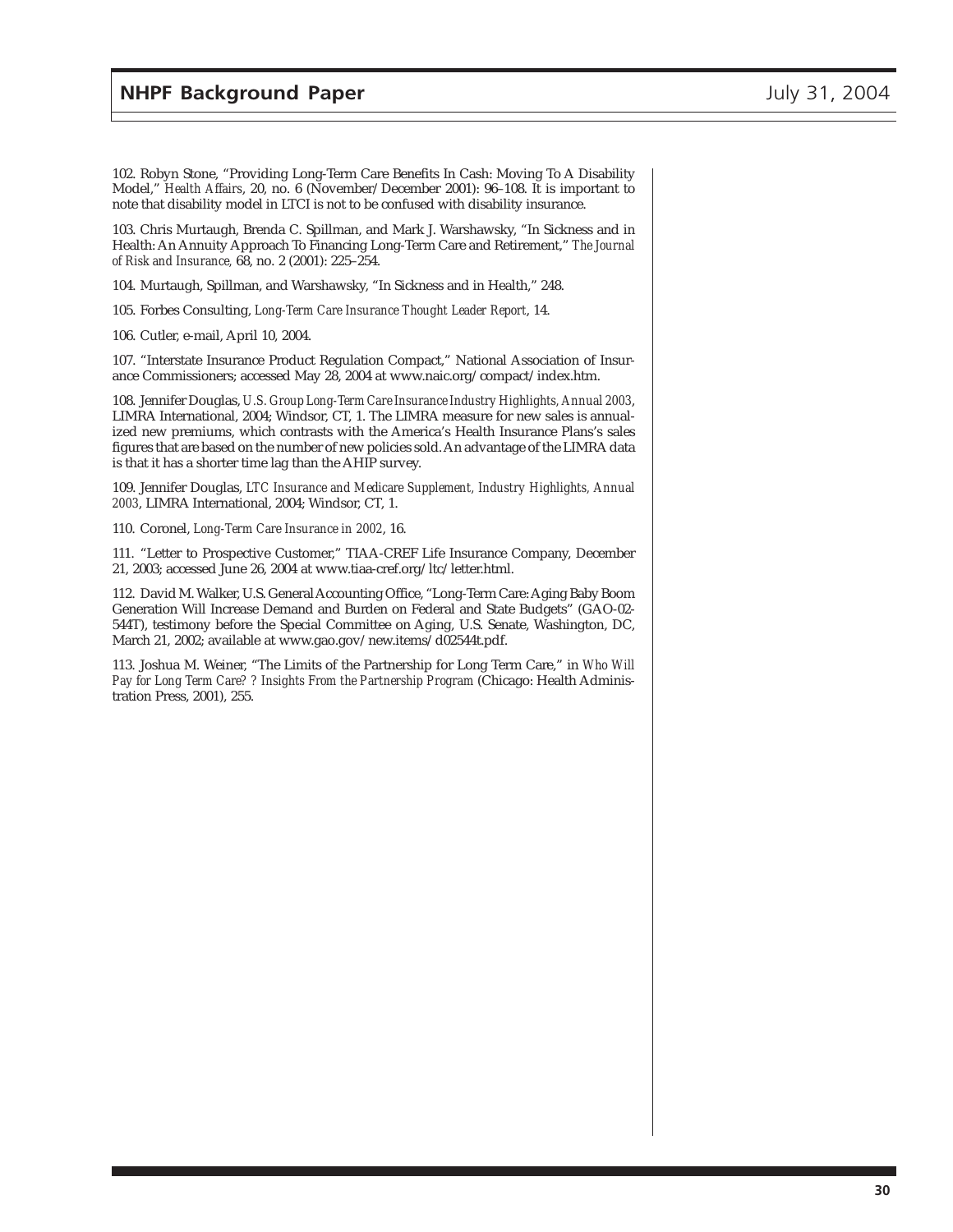102. Robyn Stone, "Providing Long-Term Care Benefits In Cash: Moving To A Disability Model," *Health Affairs*, 20, no. 6 (November/December 2001): 96–108. It is important to note that disability model in LTCI is not to be confused with disability insurance.

103. Chris Murtaugh, Brenda C. Spillman, and Mark J. Warshawsky, "In Sickness and in Health: An Annuity Approach To Financing Long-Term Care and Retirement," *The Journal of Risk and Insurance*, 68, no. 2 (2001): 225–254.

104. Murtaugh, Spillman, and Warshawsky, "In Sickness and in Health," 248.

105. Forbes Consulting, *Long-Term Care Insurance Thought Leader Report*, 14.

106. Cutler, e-mail, April 10, 2004.

107. "Interstate Insurance Product Regulation Compact," National Association of Insurance Commissioners; accessed May 28, 2004 at www.naic.org/compact/index.htm.

108. Jennifer Douglas, *U.S. Group Long-Term Care Insurance Industry Highlights, Annual 2003*, LIMRA International, 2004; Windsor, CT, 1. The LIMRA measure for new sales is annualized new premiums, which contrasts with the America's Health Insurance Plans's sales figures that are based on the number of new policies sold. An advantage of the LIMRA data is that it has a shorter time lag than the AHIP survey.

109. Jennifer Douglas, *LTC Insurance and Medicare Supplement, Industry Highlights, Annual 2003*, LIMRA International, 2004; Windsor, CT, 1.

110. Coronel, *Long-Term Care Insurance in 2002*, 16.

111. "Letter to Prospective Customer," TIAA-CREF Life Insurance Company, December 21, 2003; accessed June 26, 2004 at www.tiaa-cref.org/ltc/letter.html.

112. David M. Walker, U.S. General Accounting Office, "Long-Term Care: Aging Baby Boom Generation Will Increase Demand and Burden on Federal and State Budgets" (GAO-02-544T), testimony before the Special Committee on Aging, U.S. Senate, Washington, DC, March 21, 2002; available at www.gao.gov/new.items/d02544t.pdf.

113. Joshua M. Weiner, "The Limits of the Partnership for Long Term Care," in *Who Will Pay for Long Term Care? ? Insights From the Partnership Program* (Chicago: Health Administration Press, 2001), 255.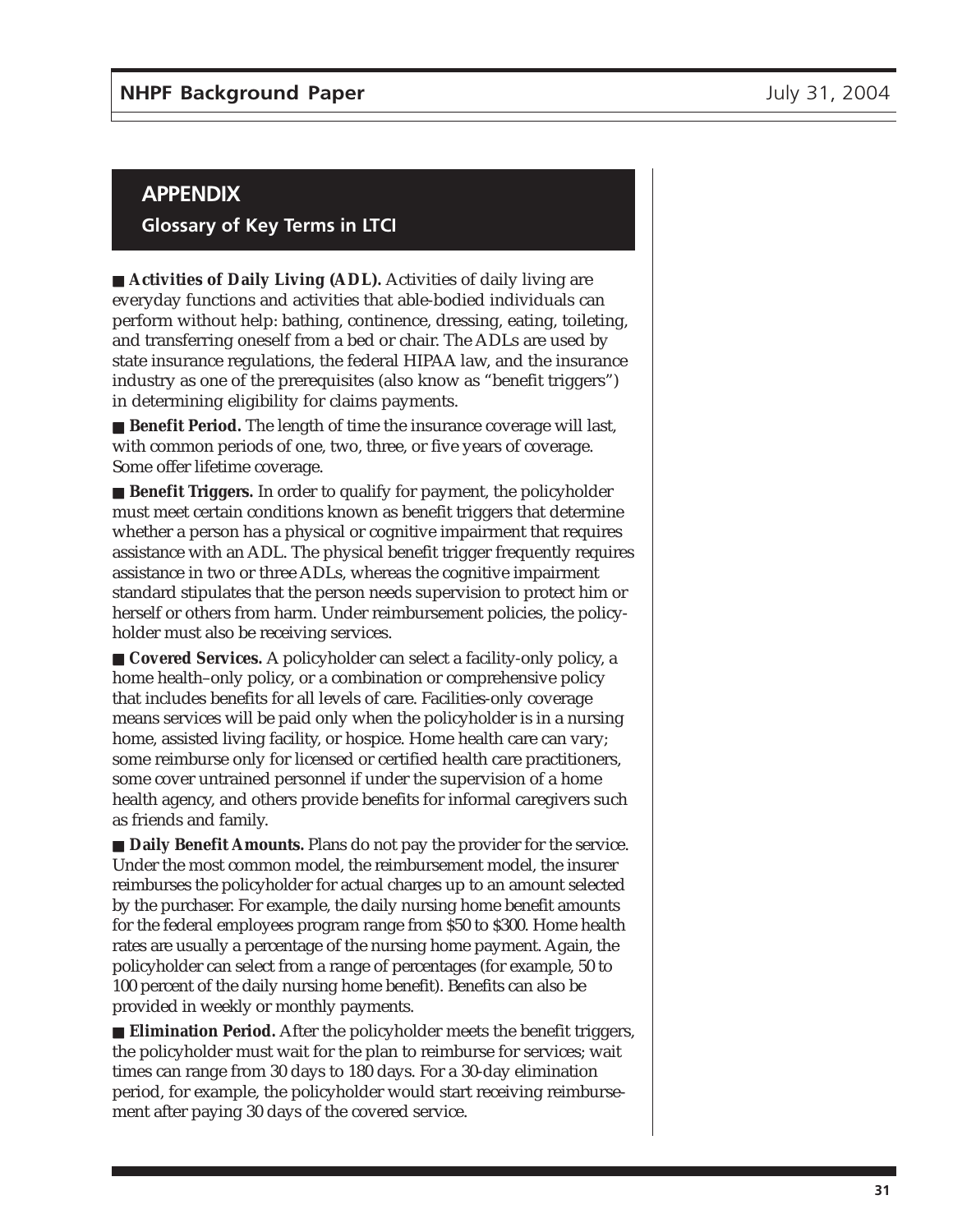## APPENDIX

### Glossary of Key Terms in LTCI

■ **Activities of Daily Living (ADL).** Activities of daily living are everyday functions and activities that able-bodied individuals can perform without help: bathing, continence, dressing, eating, toileting, and transferring oneself from a bed or chair. The ADLs are used by state insurance regulations, the federal HIPAA law, and the insurance industry as one of the prerequisites (also know as "benefit triggers") in determining eligibility for claims payments.

■ **Benefit Period.** The length of time the insurance coverage will last, with common periods of one, two, three, or five years of coverage. Some offer lifetime coverage.

■ **Benefit Triggers.** In order to qualify for payment, the policyholder must meet certain conditions known as benefit triggers that determine whether a person has a physical or cognitive impairment that requires assistance with an ADL. The physical benefit trigger frequently requires assistance in two or three ADLs, whereas the cognitive impairment standard stipulates that the person needs supervision to protect him or herself or others from harm. Under reimbursement policies, the policyholder must also be receiving services.

■ **Covered Services.** A policyholder can select a facility-only policy, a home health–only policy, or a combination or comprehensive policy that includes benefits for all levels of care. Facilities-only coverage means services will be paid only when the policyholder is in a nursing home, assisted living facility, or hospice. Home health care can vary; some reimburse only for licensed or certified health care practitioners, some cover untrained personnel if under the supervision of a home health agency, and others provide benefits for informal caregivers such as friends and family.

■ **Daily Benefit Amounts.** Plans do not pay the provider for the service. Under the most common model, the reimbursement model, the insurer reimburses the policyholder for actual charges up to an amount selected by the purchaser. For example, the daily nursing home benefit amounts for the federal employees program range from $50 to $300. Home health rates are usually a percentage of the nursing home payment. Again, the policyholder can select from a range of percentages (for example, 50 to 100 percent of the daily nursing home benefit). Benefits can also be provided in weekly or monthly payments.

■ **Elimination Period.** After the policyholder meets the benefit triggers, the policyholder must wait for the plan to reimburse for services; wait times can range from 30 days to 180 days. For a 30-day elimination period, for example, the policyholder would start receiving reimbursement after paying 30 days of the covered service.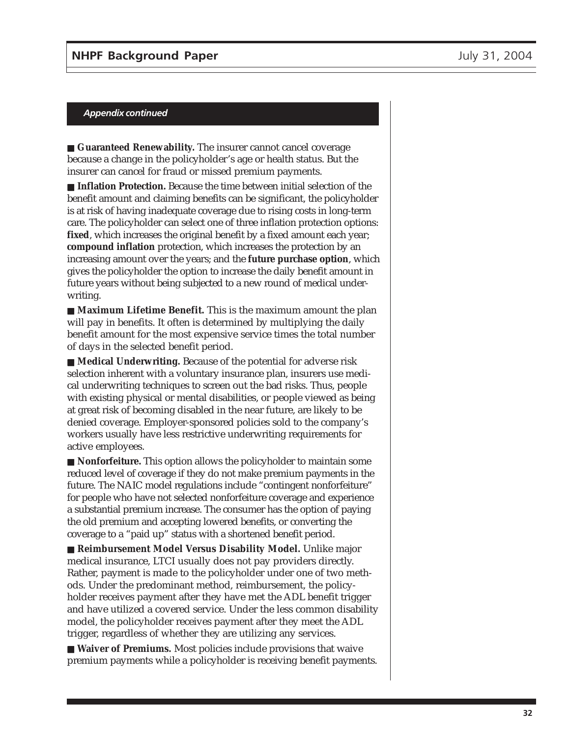*Appendix continued*

■ **Guaranteed Renewability.** The insurer cannot cancel coverage because a change in the policyholder's age or health status. But the insurer can cancel for fraud or missed premium payments.

■ **Inflation Protection.** Because the time between initial selection of the benefit amount and claiming benefits can be significant, the policyholder is at risk of having inadequate coverage due to rising costs in long-term care. The policyholder can select one of three inflation protection options: **fixed**, which increases the original benefit by a fixed amount each year; **compound inflation** protection, which increases the protection by an increasing amount over the years; and the **future purchase option**, which gives the policyholder the option to increase the daily benefit amount in future years without being subjected to a new round of medical underwriting.

■ **Maximum Lifetime Benefit.** This is the maximum amount the plan will pay in benefits. It often is determined by multiplying the daily benefit amount for the most expensive service times the total number of days in the selected benefit period.

■ **Medical Underwriting.** Because of the potential for adverse risk selection inherent with a voluntary insurance plan, insurers use medical underwriting techniques to screen out the bad risks. Thus, people with existing physical or mental disabilities, or people viewed as being at great risk of becoming disabled in the near future, are likely to be denied coverage. Employer-sponsored policies sold to the company's workers usually have less restrictive underwriting requirements for active employees.

■ **Nonforfeiture.** This option allows the policyholder to maintain some reduced level of coverage if they do not make premium payments in the future. The NAIC model regulations include "contingent nonforfeiture" for people who have not selected nonforfeiture coverage and experience a substantial premium increase. The consumer has the option of paying the old premium and accepting lowered benefits, or converting the coverage to a "paid up" status with a shortened benefit period.

■ **Reimbursement Model Versus Disability Model.** Unlike major medical insurance, LTCI usually does not pay providers directly. Rather, payment is made to the policyholder under one of two methods. Under the predominant method, reimbursement, the policyholder receives payment after they have met the ADL benefit trigger and have utilized a covered service. Under the less common disability model, the policyholder receives payment after they meet the ADL trigger, regardless of whether they are utilizing any services.

■ **Waiver of Premiums.** Most policies include provisions that waive premium payments while a policyholder is receiving benefit payments.